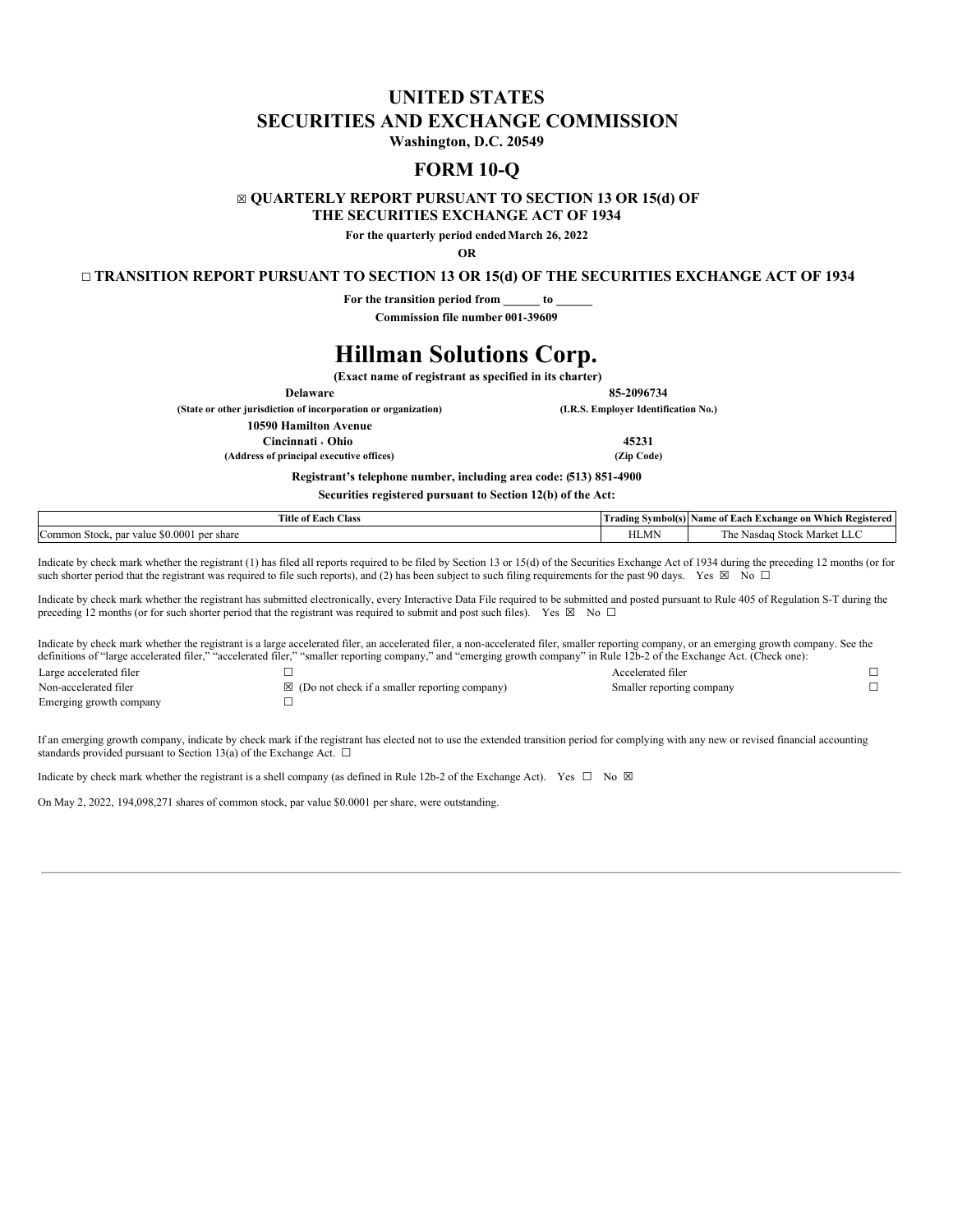# UNITED STATES
# SECURITIES AND EXCHANGE COMMISSION

**Washington, D.C. 20549**

## FORM 10-Q

**☒ QUARTERLY REPORT PURSUANT TO SECTION 13 OR 15(d) OF THE SECURITIES EXCHANGE ACT OF 1934**

**For the quarterly period ended March 26, 2022**

**OR**

**☐ TRANSITION REPORT PURSUANT TO SECTION 13 OR 15(d) OF THE SECURITIES EXCHANGE ACT OF 1934**

**For the transition period from ______ to ______**

**Commission file number 001-39609**

# Hillman Solutions Corp.

**(Exact name of registrant as specified in its charter)**

| | |
|---|---|
| **Delaware** | **85-2096734** |
| **(State or other jurisdiction of incorporation or organization)** | **(I.R.S. Employer Identification No.)** |
| **10590 Hamilton Avenue** | |
| **Cincinnati , Ohio** | **45231** |
| **(Address of principal executive offices)** | **(Zip Code)** |

**Registrant's telephone number, including area code: (513) 851-4900**

**Securities registered pursuant to Section 12(b) of the Act:**

| Title of Each Class | Trading Symbol(s) | Name of Each Exchange on Which Registered |
|---|---|---|
| Common Stock, par value $0.0001 per share | HLMN | The Nasdaq Stock Market LLC |

Indicate by check mark whether the registrant (1) has filed all reports required to be filed by Section 13 or 15(d) of the Securities Exchange Act of 1934 during the preceding 12 months (or for such shorter period that the registrant was required to file such reports), and (2) has been subject to such filing requirements for the past 90 days. Yes ☒ No ☐

Indicate by check mark whether the registrant has submitted electronically, every Interactive Data File required to be submitted and posted pursuant to Rule 405 of Regulation S-T during the preceding 12 months (or for such shorter period that the registrant was required to submit and post such files). Yes ☒ No ☐

Indicate by check mark whether the registrant is a large accelerated filer, an accelerated filer, a non-accelerated filer, smaller reporting company, or an emerging growth company. See the definitions of "large accelerated filer," "accelerated filer," "smaller reporting company," and "emerging growth company" in Rule 12b-2 of the Exchange Act. (Check one):

| | | | |
|---|---|---|---|
| Large accelerated filer | ☐ | Accelerated filer | ☐ |
| Non-accelerated filer | ☒ (Do not check if a smaller reporting company) | Smaller reporting company | ☐ |
| Emerging growth company | ☐ | | |

If an emerging growth company, indicate by check mark if the registrant has elected not to use the extended transition period for complying with any new or revised financial accounting standards provided pursuant to Section 13(a) of the Exchange Act. ☐

Indicate by check mark whether the registrant is a shell company (as defined in Rule 12b-2 of the Exchange Act). Yes ☐ No ☒

On May 2, 2022, 194,098,271 shares of common stock, par value $0.0001 per share, were outstanding.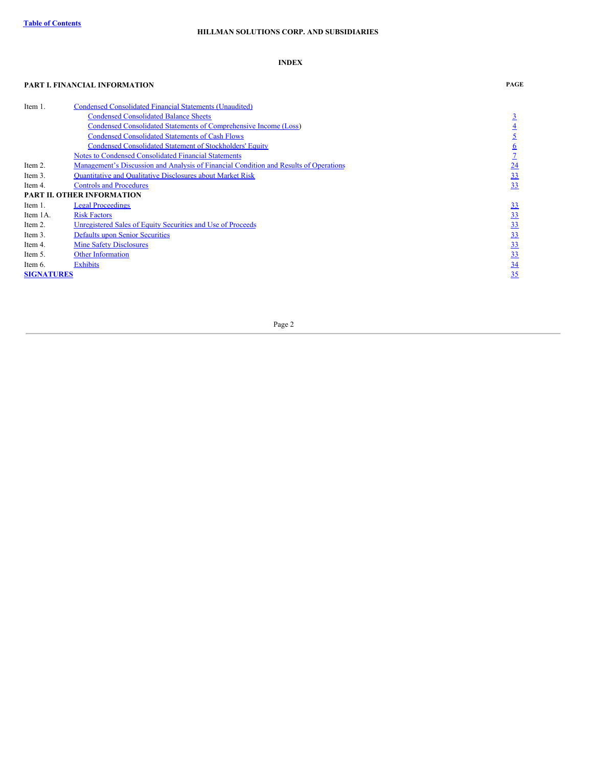[Table of Contents](#)

**HILLMAN SOLUTIONS CORP. AND SUBSIDIARIES**

**INDEX**

| **PART I. FINANCIAL INFORMATION** | | **PAGE** |
|---|---|---|
| Item 1. | Condensed Consolidated Financial Statements (Unaudited) | |
| | Condensed Consolidated Balance Sheets | 3 |
| | Condensed Consolidated Statements of Comprehensive Income (Loss) | 4 |
| | Condensed Consolidated Statements of Cash Flows | 5 |
| | Condensed Consolidated Statement of Stockholders' Equity | 6 |
| | Notes to Condensed Consolidated Financial Statements | 7 |
| Item 2. | Management's Discussion and Analysis of Financial Condition and Results of Operations | 24 |
| Item 3. | Quantitative and Qualitative Disclosures about Market Risk | 33 |
| Item 4. | Controls and Procedures | 33 |
| **PART II. OTHER INFORMATION** | | |
| Item 1. | Legal Proceedings | 33 |
| Item 1A. | Risk Factors | 33 |
| Item 2. | Unregistered Sales of Equity Securities and Use of Proceeds | 33 |
| Item 3. | Defaults upon Senior Securities | 33 |
| Item 4. | Mine Safety Disclosures | 33 |
| Item 5. | Other Information | 33 |
| Item 6. | Exhibits | 34 |
| **SIGNATURES** | | 35 |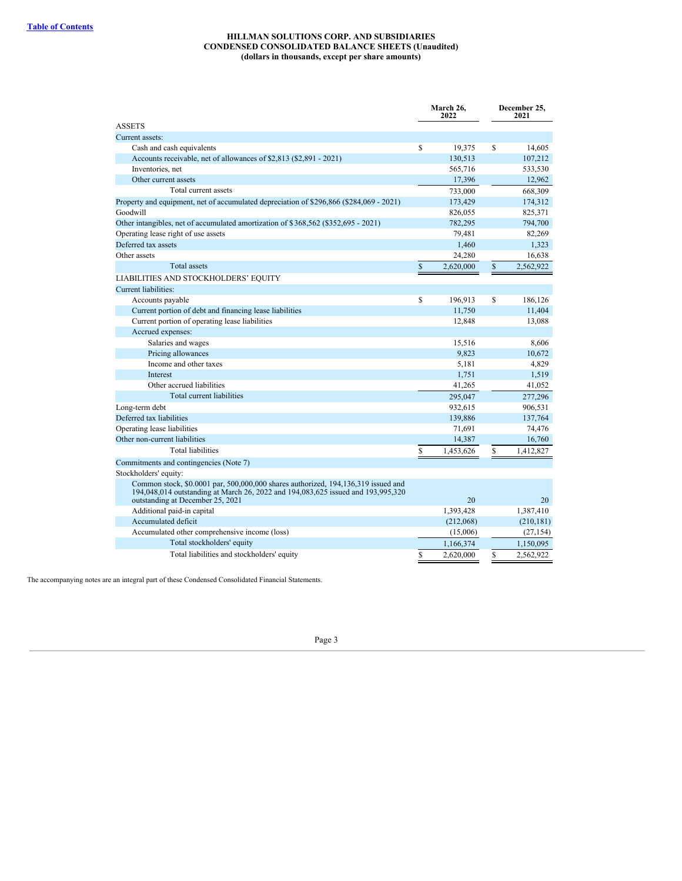[Table of Contents](#)

# HILLMAN SOLUTIONS CORP. AND SUBSIDIARIES
## CONDENSED CONSOLIDATED BALANCE SHEETS (Unaudited)
### (dollars in thousands, except per share amounts)

| | March 26, 2022 | December 25, 2021 |
|---|---|---|
| ASSETS | | |
| Current assets: | | |
| Cash and cash equivalents | $ 19,375 | $ 14,605 |
| Accounts receivable, net of allowances of $2,813 ($2,891 - 2021) | 130,513 | 107,212 |
| Inventories, net | 565,716 | 533,530 |
| Other current assets | 17,396 | 12,962 |
| Total current assets | 733,000 | 668,309 |
| Property and equipment, net of accumulated depreciation of $296,866 ($284,069 - 2021) | 173,429 | 174,312 |
| Goodwill | 826,055 | 825,371 |
| Other intangibles, net of accumulated amortization of $368,562 ($352,695 - 2021) | 782,295 | 794,700 |
| Operating lease right of use assets | 79,481 | 82,269 |
| Deferred tax assets | 1,460 | 1,323 |
| Other assets | 24,280 | 16,638 |
| Total assets | $ 2,620,000 | $ 2,562,922 |
| LIABILITIES AND STOCKHOLDERS' EQUITY | | |
| Current liabilities: | | |
| Accounts payable | $ 196,913 | $ 186,126 |
| Current portion of debt and financing lease liabilities | 11,750 | 11,404 |
| Current portion of operating lease liabilities | 12,848 | 13,088 |
| Accrued expenses: | | |
| Salaries and wages | 15,516 | 8,606 |
| Pricing allowances | 9,823 | 10,672 |
| Income and other taxes | 5,181 | 4,829 |
| Interest | 1,751 | 1,519 |
| Other accrued liabilities | 41,265 | 41,052 |
| Total current liabilities | 295,047 | 277,296 |
| Long-term debt | 932,615 | 906,531 |
| Deferred tax liabilities | 139,886 | 137,764 |
| Operating lease liabilities | 71,691 | 74,476 |
| Other non-current liabilities | 14,387 | 16,760 |
| Total liabilities | $ 1,453,626 | $ 1,412,827 |
| Commitments and contingencies (Note 7) | | |
| Stockholders' equity: | | |
| Common stock, $0.0001 par, 500,000,000 shares authorized, 194,136,319 issued and 194,048,014 outstanding at March 26, 2022 and 194,083,625 issued and 193,995,320 outstanding at December 25, 2021 | 20 | 20 |
| Additional paid-in capital | 1,393,428 | 1,387,410 |
| Accumulated deficit | (212,068) | (210,181) |
| Accumulated other comprehensive income (loss) | (15,006) | (27,154) |
| Total stockholders' equity | 1,166,374 | 1,150,095 |
| Total liabilities and stockholders' equity | $ 2,620,000 | $ 2,562,922 |

The accompanying notes are an integral part of these Condensed Consolidated Financial Statements.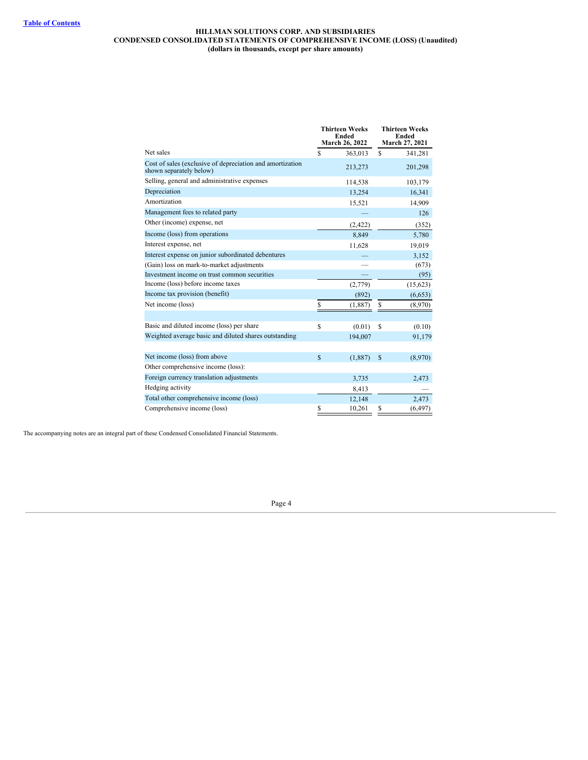[Table of Contents](#)

**HILLMAN SOLUTIONS CORP. AND SUBSIDIARIES**
**CONDENSED CONSOLIDATED STATEMENTS OF COMPREHENSIVE INCOME (LOSS) (Unaudited)**
**(dollars in thousands, except per share amounts)**

| | Thirteen Weeks Ended March 26, 2022 | Thirteen Weeks Ended March 27, 2021 |
|---|---|---|
| Net sales | $ 363,013 | $ 341,281 |
| Cost of sales (exclusive of depreciation and amortization shown separately below) | 213,273 | 201,298 |
| Selling, general and administrative expenses | 114,538 | 103,179 |
| Depreciation | 13,254 | 16,341 |
| Amortization | 15,521 | 14,909 |
| Management fees to related party | — | 126 |
| Other (income) expense, net | (2,422) | (352) |
| Income (loss) from operations | 8,849 | 5,780 |
| Interest expense, net | 11,628 | 19,019 |
| Interest expense on junior subordinated debentures | — | 3,152 |
| (Gain) loss on mark-to-market adjustments | — | (673) |
| Investment income on trust common securities | — | (95) |
| Income (loss) before income taxes | (2,779) | (15,623) |
| Income tax provision (benefit) | (892) | (6,653) |
| Net income (loss) | $ (1,887) | $ (8,970) |
| | | |
| Basic and diluted income (loss) per share | $ (0.01) | $ (0.10) |
| Weighted average basic and diluted shares outstanding | 194,007 | 91,179 |
| | | |
| Net income (loss) from above | $ (1,887) | $ (8,970) |
| Other comprehensive income (loss): | | |
| Foreign currency translation adjustments | 3,735 | 2,473 |
| Hedging activity | 8,413 | — |
| Total other comprehensive income (loss) | 12,148 | 2,473 |
| Comprehensive income (loss) | $ 10,261 | $ (6,497) |

The accompanying notes are an integral part of these Condensed Consolidated Financial Statements.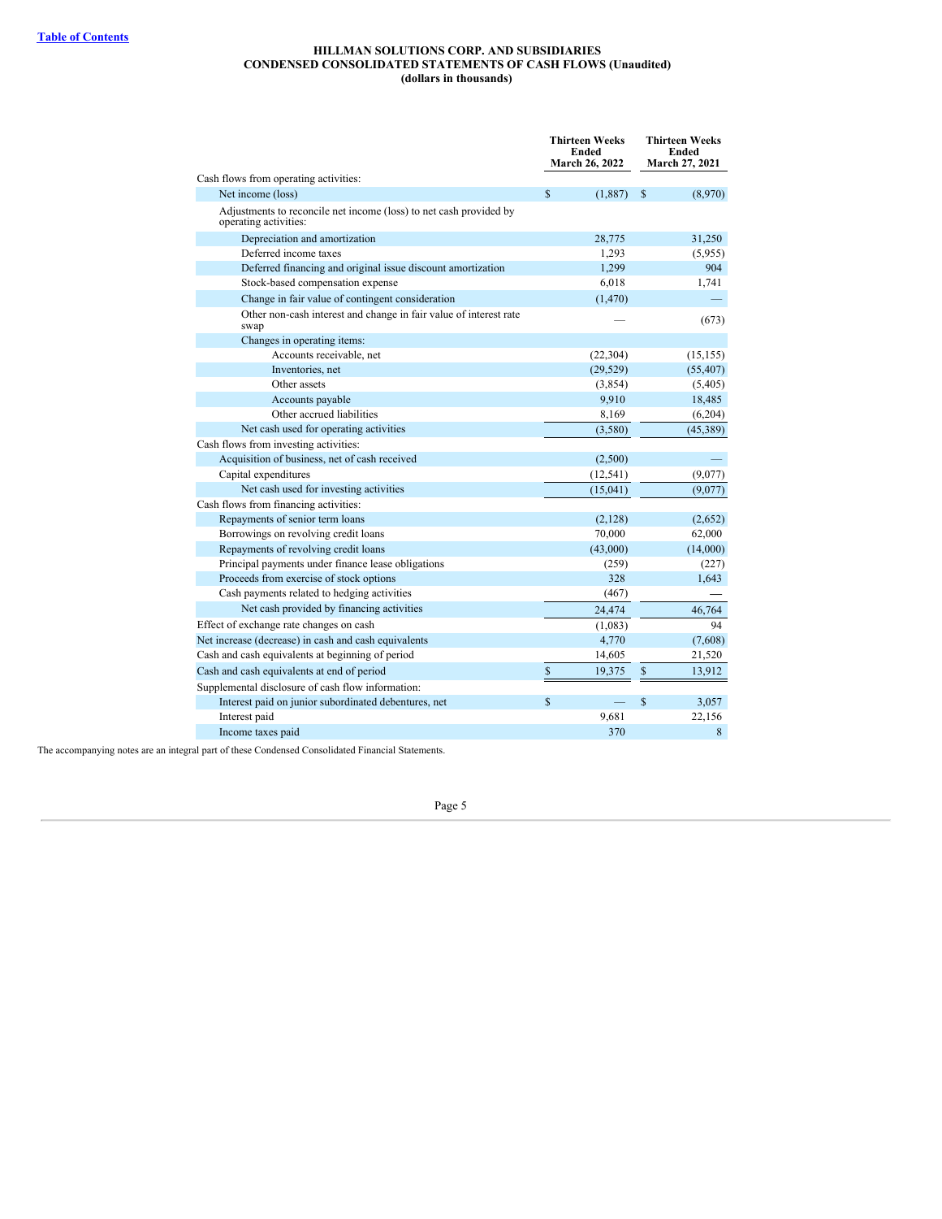# HILLMAN SOLUTIONS CORP. AND SUBSIDIARIES
## CONDENSED CONSOLIDATED STATEMENTS OF CASH FLOWS (Unaudited)
### (dollars in thousands)

| | Thirteen Weeks Ended March 26, 2022 | Thirteen Weeks Ended March 27, 2021 |
|---|---|---|
| Cash flows from operating activities: | | |
| Net income (loss) | $ (1,887) | $ (8,970) |
| Adjustments to reconcile net income (loss) to net cash provided by operating activities: | | |
| Depreciation and amortization | 28,775 | 31,250 |
| Deferred income taxes | 1,293 | (5,955) |
| Deferred financing and original issue discount amortization | 1,299 | 904 |
| Stock-based compensation expense | 6,018 | 1,741 |
| Change in fair value of contingent consideration | (1,470) | — |
| Other non-cash interest and change in fair value of interest rate swap | — | (673) |
| Changes in operating items: | | |
| Accounts receivable, net | (22,304) | (15,155) |
| Inventories, net | (29,529) | (55,407) |
| Other assets | (3,854) | (5,405) |
| Accounts payable | 9,910 | 18,485 |
| Other accrued liabilities | 8,169 | (6,204) |
| Net cash used for operating activities | (3,580) | (45,389) |
| Cash flows from investing activities: | | |
| Acquisition of business, net of cash received | (2,500) | — |
| Capital expenditures | (12,541) | (9,077) |
| Net cash used for investing activities | (15,041) | (9,077) |
| Cash flows from financing activities: | | |
| Repayments of senior term loans | (2,128) | (2,652) |
| Borrowings on revolving credit loans | 70,000 | 62,000 |
| Repayments of revolving credit loans | (43,000) | (14,000) |
| Principal payments under finance lease obligations | (259) | (227) |
| Proceeds from exercise of stock options | 328 | 1,643 |
| Cash payments related to hedging activities | (467) | — |
| Net cash provided by financing activities | 24,474 | 46,764 |
| Effect of exchange rate changes on cash | (1,083) | 94 |
| Net increase (decrease) in cash and cash equivalents | 4,770 | (7,608) |
| Cash and cash equivalents at beginning of period | 14,605 | 21,520 |
| Cash and cash equivalents at end of period | $ 19,375 | $ 13,912 |
| Supplemental disclosure of cash flow information: | | |
| Interest paid on junior subordinated debentures, net | $ — | $ 3,057 |
| Interest paid | 9,681 | 22,156 |
| Income taxes paid | 370 | 8 |

The accompanying notes are an integral part of these Condensed Consolidated Financial Statements.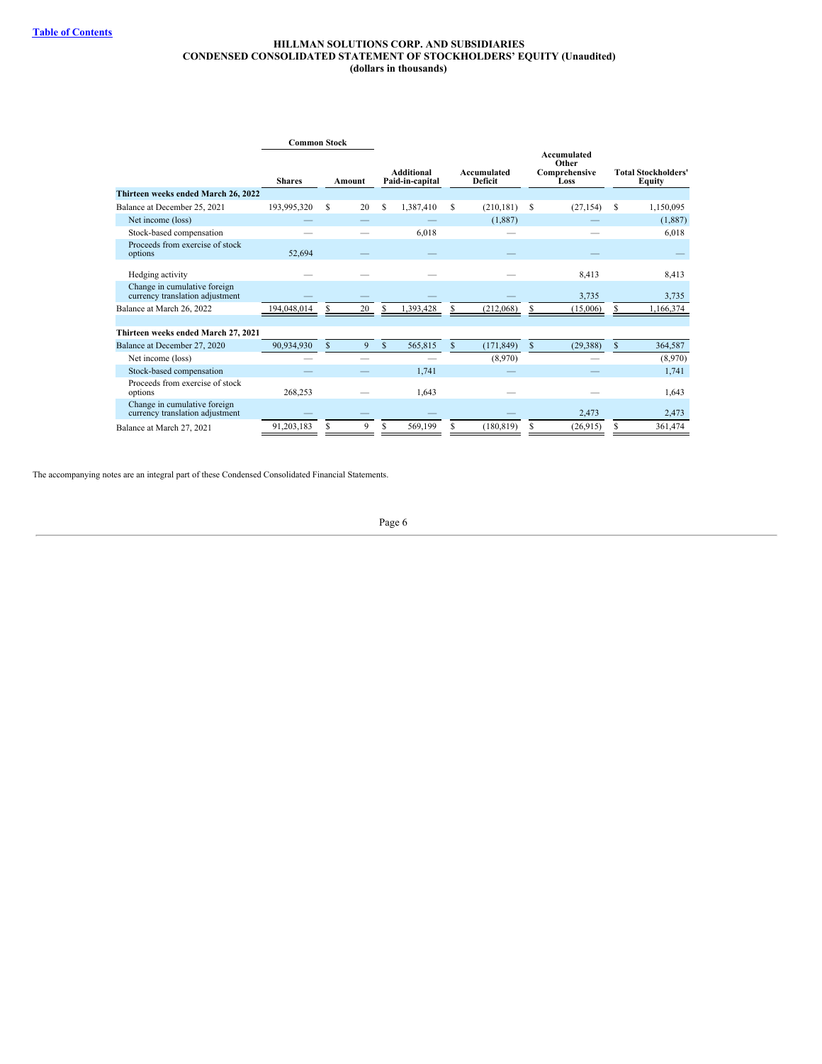**HILLMAN SOLUTIONS CORP. AND SUBSIDIARIES**
**CONDENSED CONSOLIDATED STATEMENT OF STOCKHOLDERS' EQUITY (Unaudited)**
**(dollars in thousands)**

| | Common Stock | | | | | |
|---|---|---|---|---|---|---|
| | Shares | Amount | Additional Paid-in-capital | Accumulated Deficit | Accumulated Other Comprehensive Loss | Total Stockholders' Equity |
| **Thirteen weeks ended March 26, 2022** | | | | | | |
| Balance at December 25, 2021 | 193,995,320 | $ 20 | $ 1,387,410 | $ (210,181) | $ (27,154) | $ 1,150,095 |
| Net income (loss) | — | — | — | (1,887) | — | (1,887) |
| Stock-based compensation | — | — | 6,018 | — | — | 6,018 |
| Proceeds from exercise of stock options | 52,694 | — | — | — | — | — |
| Hedging activity | — | — | — | — | 8,413 | 8,413 |
| Change in cumulative foreign currency translation adjustment | — | — | — | — | 3,735 | 3,735 |
| Balance at March 26, 2022 | 194,048,014 | $ 20 | $ 1,393,428 | $ (212,068) | $ (15,006) | $ 1,166,374 |
| | | | | | | |
| **Thirteen weeks ended March 27, 2021** | | | | | | |
| Balance at December 27, 2020 | 90,934,930 | $ 9 | $ 565,815 | $ (171,849) | $ (29,388) | $ 364,587 |
| Net income (loss) | — | — | — | (8,970) | — | (8,970) |
| Stock-based compensation | — | — | 1,741 | — | — | 1,741 |
| Proceeds from exercise of stock options | 268,253 | — | 1,643 | — | — | 1,643 |
| Change in cumulative foreign currency translation adjustment | — | — | — | — | 2,473 | 2,473 |
| Balance at March 27, 2021 | 91,203,183 | $ 9 | $ 569,199 | $ (180,819) | $ (26,915) | $ 361,474 |

The accompanying notes are an integral part of these Condensed Consolidated Financial Statements.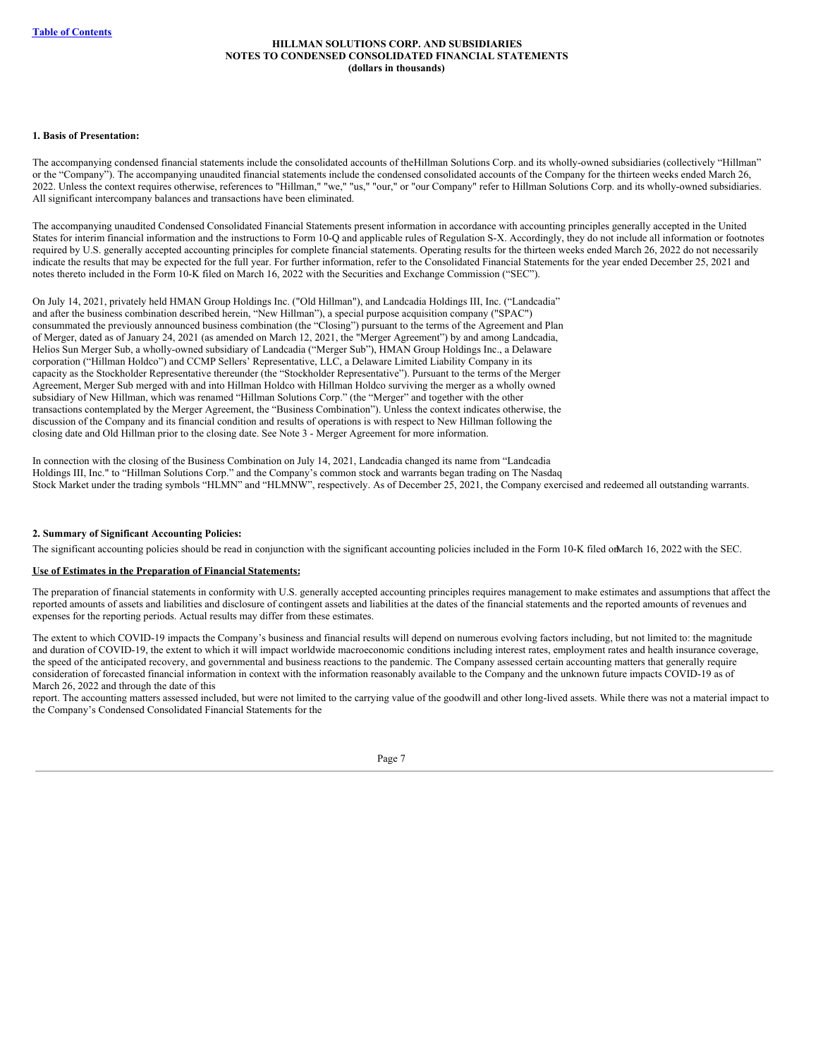**HILLMAN SOLUTIONS CORP. AND SUBSIDIARIES**
**NOTES TO CONDENSED CONSOLIDATED FINANCIAL STATEMENTS**
**(dollars in thousands)**

**1. Basis of Presentation:**

The accompanying condensed financial statements include the consolidated accounts of theHillman Solutions Corp. and its wholly-owned subsidiaries (collectively "Hillman" or the "Company"). The accompanying unaudited financial statements include the condensed consolidated accounts of the Company for the thirteen weeks ended March 26, 2022. Unless the context requires otherwise, references to "Hillman," "we," "us," "our," or "our Company" refer to Hillman Solutions Corp. and its wholly-owned subsidiaries. All significant intercompany balances and transactions have been eliminated.

The accompanying unaudited Condensed Consolidated Financial Statements present information in accordance with accounting principles generally accepted in the United States for interim financial information and the instructions to Form 10-Q and applicable rules of Regulation S-X. Accordingly, they do not include all information or footnotes required by U.S. generally accepted accounting principles for complete financial statements. Operating results for the thirteen weeks ended March 26, 2022 do not necessarily indicate the results that may be expected for the full year. For further information, refer to the Consolidated Financial Statements for the year ended December 25, 2021 and notes thereto included in the Form 10-K filed on March 16, 2022 with the Securities and Exchange Commission ("SEC").

On July 14, 2021, privately held HMAN Group Holdings Inc. ("Old Hillman"), and Landcadia Holdings III, Inc. ("Landcadia" and after the business combination described herein, "New Hillman"), a special purpose acquisition company ("SPAC") consummated the previously announced business combination (the "Closing") pursuant to the terms of the Agreement and Plan of Merger, dated as of January 24, 2021 (as amended on March 12, 2021, the "Merger Agreement") by and among Landcadia, Helios Sun Merger Sub, a wholly-owned subsidiary of Landcadia ("Merger Sub"), HMAN Group Holdings Inc., a Delaware corporation ("Hillman Holdco") and CCMP Sellers' Representative, LLC, a Delaware Limited Liability Company in its capacity as the Stockholder Representative thereunder (the "Stockholder Representative"). Pursuant to the terms of the Merger Agreement, Merger Sub merged with and into Hillman Holdco with Hillman Holdco surviving the merger as a wholly owned subsidiary of New Hillman, which was renamed "Hillman Solutions Corp." (the "Merger" and together with the other transactions contemplated by the Merger Agreement, the "Business Combination"). Unless the context indicates otherwise, the discussion of the Company and its financial condition and results of operations is with respect to New Hillman following the closing date and Old Hillman prior to the closing date. See Note 3 - Merger Agreement for more information.

In connection with the closing of the Business Combination on July 14, 2021, Landcadia changed its name from "Landcadia Holdings III, Inc." to "Hillman Solutions Corp." and the Company's common stock and warrants began trading on The Nasdaq Stock Market under the trading symbols "HLMN" and "HLMNW", respectively. As of December 25, 2021, the Company exercised and redeemed all outstanding warrants.

**2. Summary of Significant Accounting Policies:**

The significant accounting policies should be read in conjunction with the significant accounting policies included in the Form 10-K filed onMarch 16, 2022 with the SEC.

**Use of Estimates in the Preparation of Financial Statements:**

The preparation of financial statements in conformity with U.S. generally accepted accounting principles requires management to make estimates and assumptions that affect the reported amounts of assets and liabilities and disclosure of contingent assets and liabilities at the dates of the financial statements and the reported amounts of revenues and expenses for the reporting periods. Actual results may differ from these estimates.

The extent to which COVID-19 impacts the Company's business and financial results will depend on numerous evolving factors including, but not limited to: the magnitude and duration of COVID-19, the extent to which it will impact worldwide macroeconomic conditions including interest rates, employment rates and health insurance coverage, the speed of the anticipated recovery, and governmental and business reactions to the pandemic. The Company assessed certain accounting matters that generally require consideration of forecasted financial information in context with the information reasonably available to the Company and the unknown future impacts COVID-19 as of March 26, 2022 and through the date of this report. The accounting matters assessed included, but were not limited to the carrying value of the goodwill and other long-lived assets. While there was not a material impact to the Company's Condensed Consolidated Financial Statements for the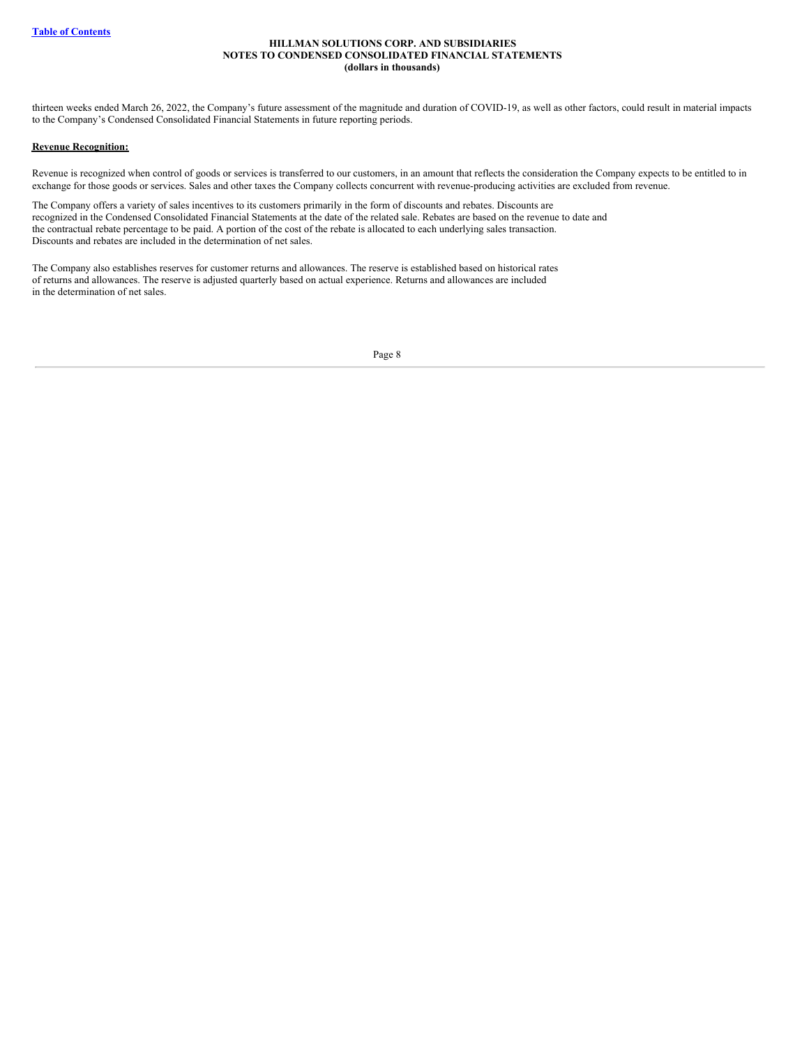thirteen weeks ended March 26, 2022, the Company's future assessment of the magnitude and duration of COVID-19, as well as other factors, could result in material impacts to the Company's Condensed Consolidated Financial Statements in future reporting periods.

**Revenue Recognition:**

Revenue is recognized when control of goods or services is transferred to our customers, in an amount that reflects the consideration the Company expects to be entitled to in exchange for those goods or services. Sales and other taxes the Company collects concurrent with revenue-producing activities are excluded from revenue.

The Company offers a variety of sales incentives to its customers primarily in the form of discounts and rebates. Discounts are recognized in the Condensed Consolidated Financial Statements at the date of the related sale. Rebates are based on the revenue to date and the contractual rebate percentage to be paid. A portion of the cost of the rebate is allocated to each underlying sales transaction. Discounts and rebates are included in the determination of net sales.

The Company also establishes reserves for customer returns and allowances. The reserve is established based on historical rates of returns and allowances. The reserve is adjusted quarterly based on actual experience. Returns and allowances are included in the determination of net sales.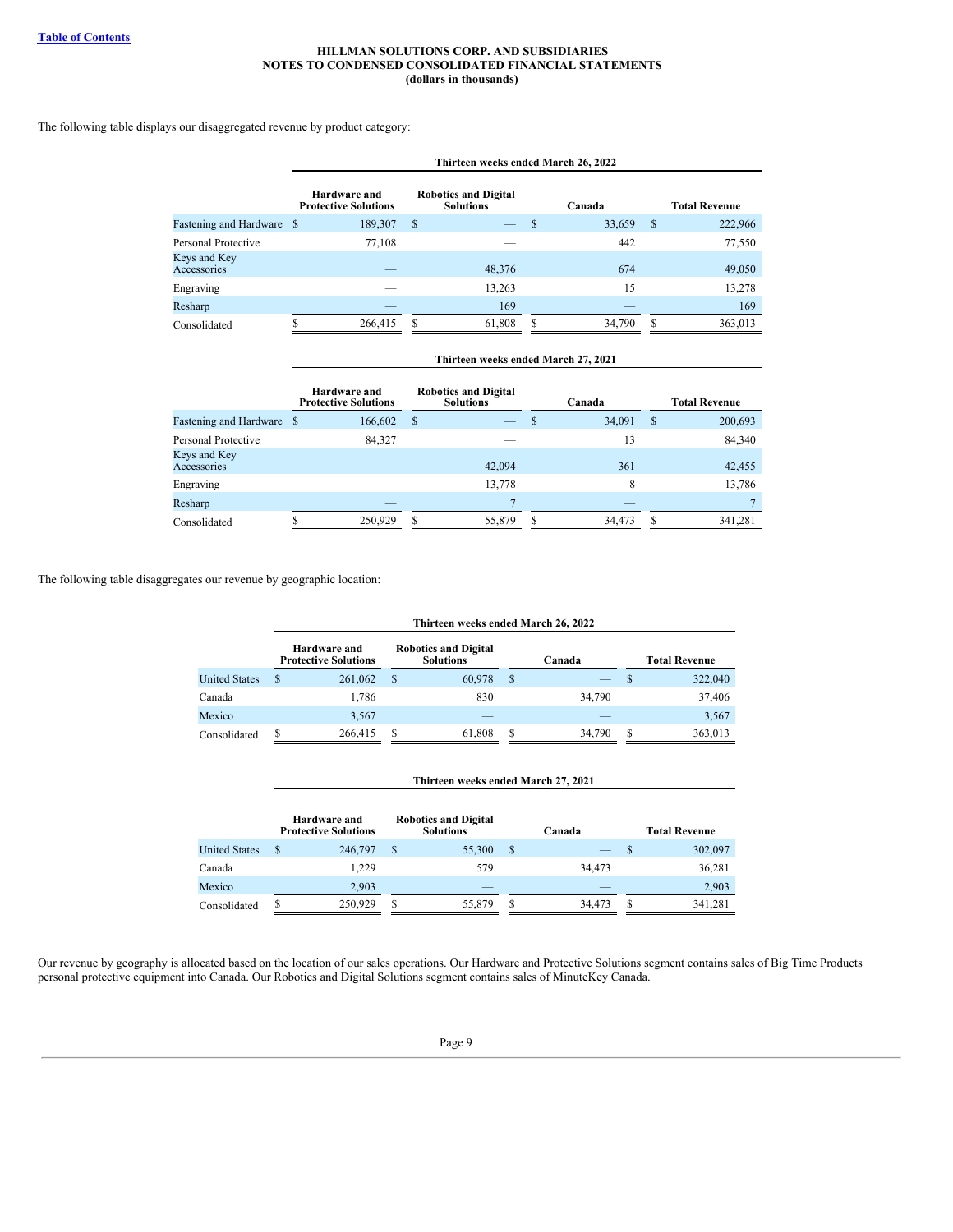The following table displays our disaggregated revenue by product category:

| | Thirteen weeks ended March 26, 2022 | | | |
|---|---|---|---|---|
| | Hardware and Protective Solutions | Robotics and Digital Solutions | Canada | Total Revenue |
| Fastening and Hardware | $ 189,307 | $ — | $ 33,659 | $ 222,966 |
| Personal Protective | 77,108 | — | 442 | 77,550 |
| Keys and Key Accessories | — | 48,376 | 674 | 49,050 |
| Engraving | — | 13,263 | 15 | 13,278 |
| Resharp | — | 169 | — | 169 |
| Consolidated | $ 266,415 | $ 61,808 | $ 34,790 | $ 363,013 |

| | Thirteen weeks ended March 27, 2021 | | | |
|---|---|---|---|---|
| | Hardware and Protective Solutions | Robotics and Digital Solutions | Canada | Total Revenue |
| Fastening and Hardware | $ 166,602 | $ — | $ 34,091 | $ 200,693 |
| Personal Protective | 84,327 | — | 13 | 84,340 |
| Keys and Key Accessories | — | 42,094 | 361 | 42,455 |
| Engraving | — | 13,778 | 8 | 13,786 |
| Resharp | — | 7 | — | 7 |
| Consolidated | $ 250,929 | $ 55,879 | $ 34,473 | $ 341,281 |

The following table disaggregates our revenue by geographic location:

| | Thirteen weeks ended March 26, 2022 | | | |
|---|---|---|---|---|
| | Hardware and Protective Solutions | Robotics and Digital Solutions | Canada | Total Revenue |
| United States | $ 261,062 | $ 60,978 | $ — | $ 322,040 |
| Canada | 1,786 | 830 | 34,790 | 37,406 |
| Mexico | 3,567 | — | — | 3,567 |
| Consolidated | $ 266,415 | $ 61,808 | $ 34,790 | $ 363,013 |

| | Thirteen weeks ended March 27, 2021 | | | |
|---|---|---|---|---|
| | Hardware and Protective Solutions | Robotics and Digital Solutions | Canada | Total Revenue |
| United States | $ 246,797 | $ 55,300 | $ — | $ 302,097 |
| Canada | 1,229 | 579 | 34,473 | 36,281 |
| Mexico | 2,903 | — | — | 2,903 |
| Consolidated | $ 250,929 | $ 55,879 | $ 34,473 | $ 341,281 |

Our revenue by geography is allocated based on the location of our sales operations. Our Hardware and Protective Solutions segment contains sales of Big Time Products personal protective equipment into Canada. Our Robotics and Digital Solutions segment contains sales of MinuteKey Canada.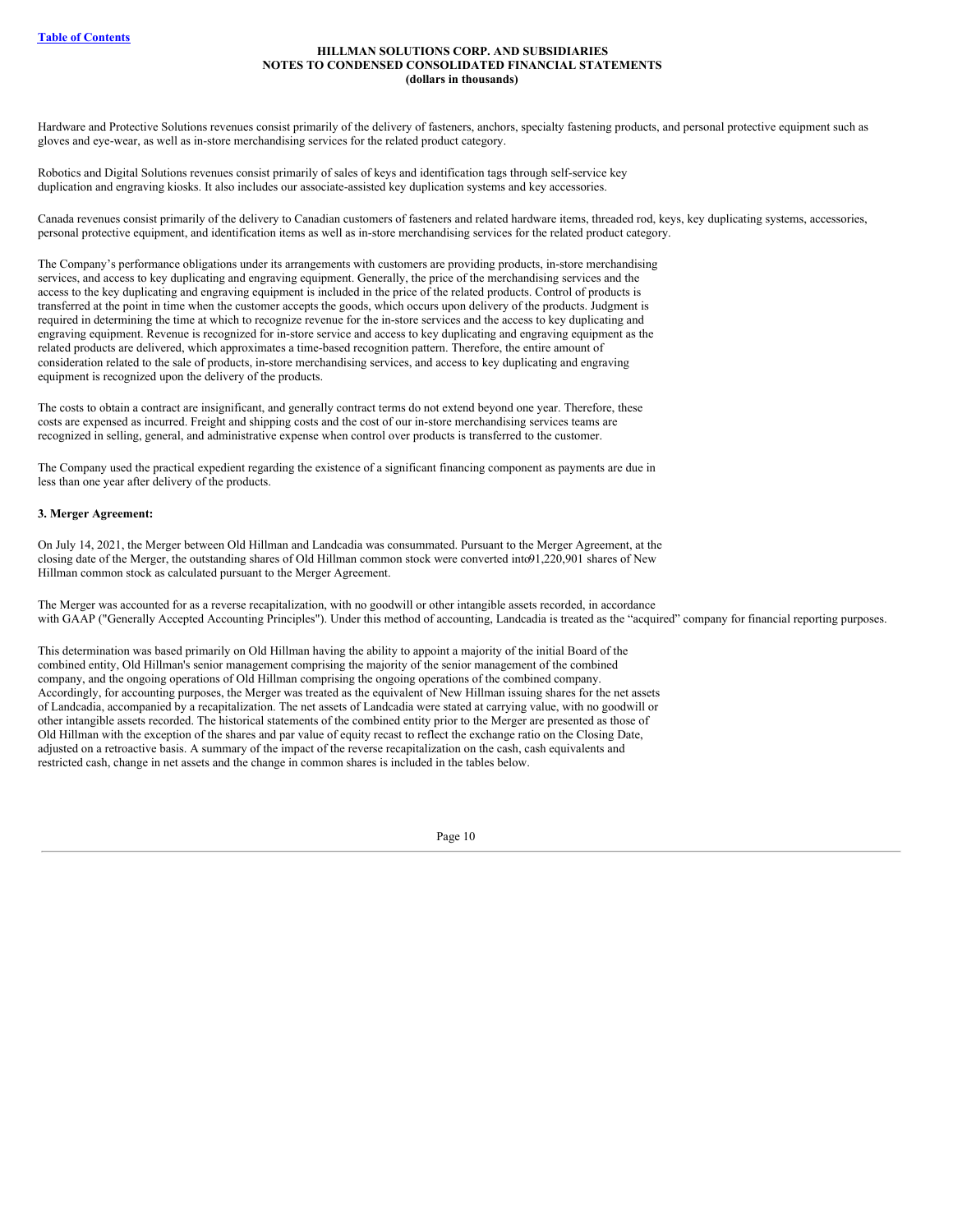Hardware and Protective Solutions revenues consist primarily of the delivery of fasteners, anchors, specialty fastening products, and personal protective equipment such as gloves and eye-wear, as well as in-store merchandising services for the related product category.

Robotics and Digital Solutions revenues consist primarily of sales of keys and identification tags through self-service key duplication and engraving kiosks. It also includes our associate-assisted key duplication systems and key accessories.

Canada revenues consist primarily of the delivery to Canadian customers of fasteners and related hardware items, threaded rod, keys, key duplicating systems, accessories, personal protective equipment, and identification items as well as in-store merchandising services for the related product category.

The Company's performance obligations under its arrangements with customers are providing products, in-store merchandising services, and access to key duplicating and engraving equipment. Generally, the price of the merchandising services and the access to the key duplicating and engraving equipment is included in the price of the related products. Control of products is transferred at the point in time when the customer accepts the goods, which occurs upon delivery of the products. Judgment is required in determining the time at which to recognize revenue for the in-store services and the access to key duplicating and engraving equipment. Revenue is recognized for in-store service and access to key duplicating and engraving equipment as the related products are delivered, which approximates a time-based recognition pattern. Therefore, the entire amount of consideration related to the sale of products, in-store merchandising services, and access to key duplicating and engraving equipment is recognized upon the delivery of the products.

The costs to obtain a contract are insignificant, and generally contract terms do not extend beyond one year. Therefore, these costs are expensed as incurred. Freight and shipping costs and the cost of our in-store merchandising services teams are recognized in selling, general, and administrative expense when control over products is transferred to the customer.

The Company used the practical expedient regarding the existence of a significant financing component as payments are due in less than one year after delivery of the products.

**3. Merger Agreement:**

On July 14, 2021, the Merger between Old Hillman and Landcadia was consummated. Pursuant to the Merger Agreement, at the closing date of the Merger, the outstanding shares of Old Hillman common stock were converted into 91,220,901 shares of New Hillman common stock as calculated pursuant to the Merger Agreement.

The Merger was accounted for as a reverse recapitalization, with no goodwill or other intangible assets recorded, in accordance with GAAP ("Generally Accepted Accounting Principles"). Under this method of accounting, Landcadia is treated as the "acquired" company for financial reporting purposes.

This determination was based primarily on Old Hillman having the ability to appoint a majority of the initial Board of the combined entity, Old Hillman's senior management comprising the majority of the senior management of the combined company, and the ongoing operations of Old Hillman comprising the ongoing operations of the combined company. Accordingly, for accounting purposes, the Merger was treated as the equivalent of New Hillman issuing shares for the net assets of Landcadia, accompanied by a recapitalization. The net assets of Landcadia were stated at carrying value, with no goodwill or other intangible assets recorded. The historical statements of the combined entity prior to the Merger are presented as those of Old Hillman with the exception of the shares and par value of equity recast to reflect the exchange ratio on the Closing Date, adjusted on a retroactive basis. A summary of the impact of the reverse recapitalization on the cash, cash equivalents and restricted cash, change in net assets and the change in common shares is included in the tables below.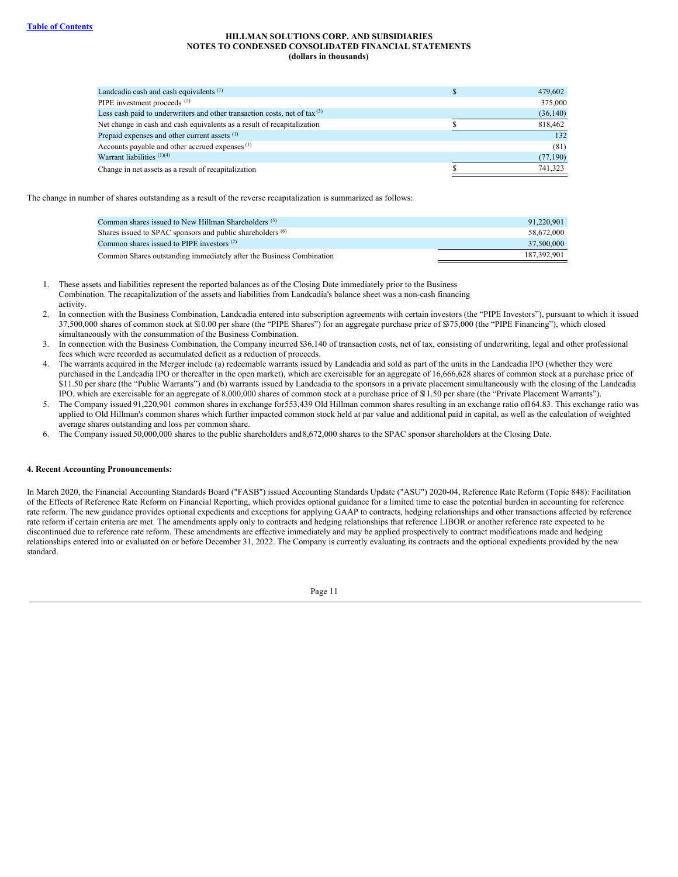| | | |
|---|---|---|
| Landcadia cash and cash equivalents [1] | $ | 479,602 |
| PIPE investment proceeds [2] | | 375,000 |
| Less cash paid to underwriters and other transaction costs, net of tax [3] | | (36,140) |
| Net change in cash and cash equivalents as a result of recapitalization | $ | 818,462 |
| Prepaid expenses and other current assets [1] | | 132 |
| Accounts payable and other accrued expenses [1] | | (81) |
| Warrant liabilities [1][4] | | (77,190) |
| Change in net assets as a result of recapitalization | $ | 741,323 |

The change in number of shares outstanding as a result of the reverse recapitalization is summarized as follows:

| | |
|---|---|
| Common shares issued to New Hillman Shareholders [5] | 91,220,901 |
| Shares issued to SPAC sponsors and public shareholders [6] | 58,672,000 |
| Common shares issued to PIPE investors [2] | 37,500,000 |
| Common Shares outstanding immediately after the Business Combination | 187,392,901 |

1. These assets and liabilities represent the reported balances as of the Closing Date immediately prior to the Business Combination. The recapitalization of the assets and liabilities from Landcadia's balance sheet was a non-cash financing activity.
2. In connection with the Business Combination, Landcadia entered into subscription agreements with certain investors (the "PIPE Investors"), pursuant to which it issued 37,500,000 shares of common stock at $10.00 per share (the "PIPE Shares") for an aggregate purchase price of $375,000 (the "PIPE Financing"), which closed simultaneously with the consummation of the Business Combination.
3. In connection with the Business Combination, the Company incurred $36,140 of transaction costs, net of tax, consisting of underwriting, legal and other professional fees which were recorded as accumulated deficit as a reduction of proceeds.
4. The warrants acquired in the Merger include (a) redeemable warrants issued by Landcadia and sold as part of the units in the Landcadia IPO (whether they were purchased in the Landcadia IPO or thereafter in the open market), which are exercisable for an aggregate of 16,666,628 shares of common stock at a purchase price of $11.50 per share (the "Public Warrants") and (b) warrants issued by Landcadia to the sponsors in a private placement simultaneously with the closing of the Landcadia IPO, which are exercisable for an aggregate of 8,000,000 shares of common stock at a purchase price of $11.50 per share (the "Private Placement Warrants").
5. The Company issued 91,220,901 common shares in exchange for 553,439 Old Hillman common shares resulting in an exchange ratio of 164.83. This exchange ratio was applied to Old Hillman's common shares which further impacted common stock held at par value and additional paid in capital, as well as the calculation of weighted average shares outstanding and loss per common share.
6. The Company issued 50,000,000 shares to the public shareholders and 8,672,000 shares to the SPAC sponsor shareholders at the Closing Date.

**4. Recent Accounting Pronouncements:**

In March 2020, the Financial Accounting Standards Board ("FASB") issued Accounting Standards Update ("ASU") 2020-04, Reference Rate Reform (Topic 848): Facilitation of the Effects of Reference Rate Reform on Financial Reporting, which provides optional guidance for a limited time to ease the potential burden in accounting for reference rate reform. The new guidance provides optional expedients and exceptions for applying GAAP to contracts, hedging relationships and other transactions affected by reference rate reform if certain criteria are met. The amendments apply only to contracts and hedging relationships that reference LIBOR or another reference rate expected to be discontinued due to reference rate reform. These amendments are effective immediately and may be applied prospectively to contract modifications made and hedging relationships entered into or evaluated on or before December 31, 2022. The Company is currently evaluating its contracts and the optional expedients provided by the new standard.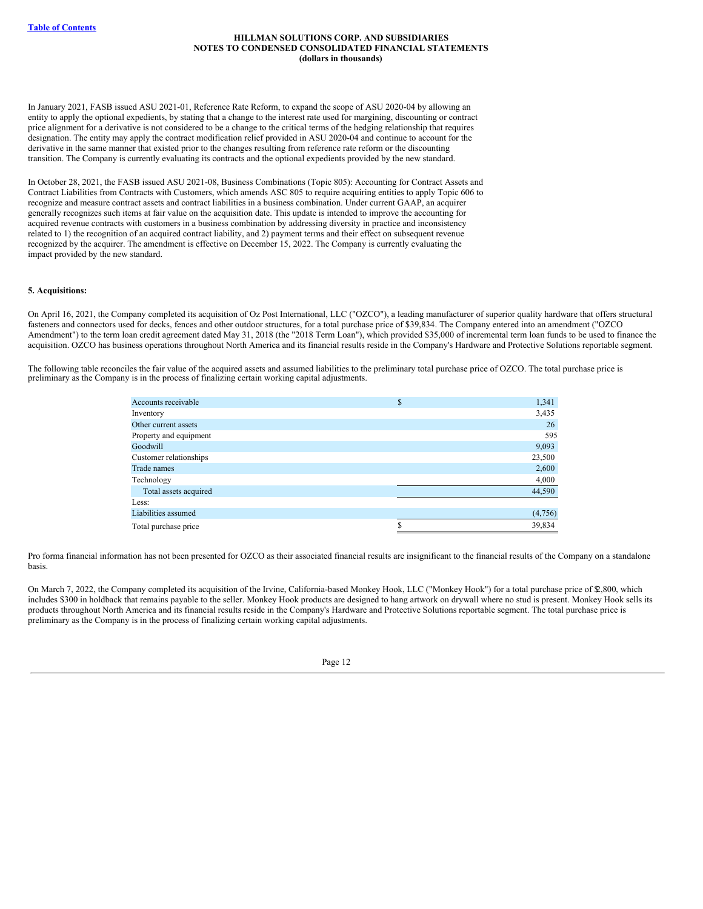In January 2021, FASB issued ASU 2021-01, Reference Rate Reform, to expand the scope of ASU 2020-04 by allowing an entity to apply the optional expedients, by stating that a change to the interest rate used for margining, discounting or contract price alignment for a derivative is not considered to be a change to the critical terms of the hedging relationship that requires designation. The entity may apply the contract modification relief provided in ASU 2020-04 and continue to account for the derivative in the same manner that existed prior to the changes resulting from reference rate reform or the discounting transition. The Company is currently evaluating its contracts and the optional expedients provided by the new standard.

In October 28, 2021, the FASB issued ASU 2021-08, Business Combinations (Topic 805): Accounting for Contract Assets and Contract Liabilities from Contracts with Customers, which amends ASC 805 to require acquiring entities to apply Topic 606 to recognize and measure contract assets and contract liabilities in a business combination. Under current GAAP, an acquirer generally recognizes such items at fair value on the acquisition date. This update is intended to improve the accounting for acquired revenue contracts with customers in a business combination by addressing diversity in practice and inconsistency related to 1) the recognition of an acquired contract liability, and 2) payment terms and their effect on subsequent revenue recognized by the acquirer. The amendment is effective on December 15, 2022. The Company is currently evaluating the impact provided by the new standard.

**5. Acquisitions:**

On April 16, 2021, the Company completed its acquisition of Oz Post International, LLC ("OZCO"), a leading manufacturer of superior quality hardware that offers structural fasteners and connectors used for decks, fences and other outdoor structures, for a total purchase price of $39,834. The Company entered into an amendment ("OZCO Amendment") to the term loan credit agreement dated May 31, 2018 (the "2018 Term Loan"), which provided $35,000 of incremental term loan funds to be used to finance the acquisition. OZCO has business operations throughout North America and its financial results reside in the Company's Hardware and Protective Solutions reportable segment.

The following table reconciles the fair value of the acquired assets and assumed liabilities to the preliminary total purchase price of OZCO. The total purchase price is preliminary as the Company is in the process of finalizing certain working capital adjustments.

| | |
|---|---|
| Accounts receivable | $ 1,341 |
| Inventory | 3,435 |
| Other current assets | 26 |
| Property and equipment | 595 |
| Goodwill | 9,093 |
| Customer relationships | 23,500 |
| Trade names | 2,600 |
| Technology | 4,000 |
| Total assets acquired | 44,590 |
| Less: | |
| Liabilities assumed | (4,756) |
| Total purchase price | $ 39,834 |

Pro forma financial information has not been presented for OZCO as their associated financial results are insignificant to the financial results of the Company on a standalone basis.

On March 7, 2022, the Company completed its acquisition of the Irvine, California-based Monkey Hook, LLC ("Monkey Hook") for a total purchase price of $2,800, which includes $300 in holdback that remains payable to the seller. Monkey Hook products are designed to hang artwork on drywall where no stud is present. Monkey Hook sells its products throughout North America and its financial results reside in the Company's Hardware and Protective Solutions reportable segment. The total purchase price is preliminary as the Company is in the process of finalizing certain working capital adjustments.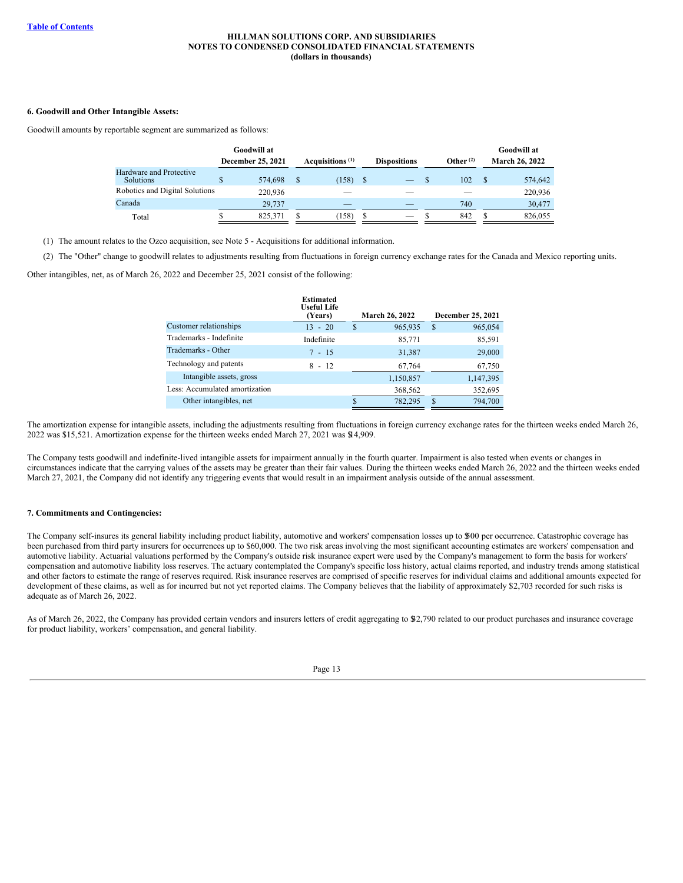**HILLMAN SOLUTIONS CORP. AND SUBSIDIARIES**
**NOTES TO CONDENSED CONSOLIDATED FINANCIAL STATEMENTS**
**(dollars in thousands)**

### 6. Goodwill and Other Intangible Assets:

Goodwill amounts by reportable segment are summarized as follows:

| | Goodwill at December 25, 2021 | Acquisitions [(1)] | Dispositions | Other [(2)] | Goodwill at March 26, 2022 |
|---|---|---|---|---|---|
| Hardware and Protective Solutions | $ 574,698 | $ (158) | $ — | $ 102 | $ 574,642 |
| Robotics and Digital Solutions | 220,936 | — | — | — | 220,936 |
| Canada | 29,737 | — | — | 740 | 30,477 |
| Total | $ 825,371 | $ (158) | $ — | $ 842 | $ 826,055 |

(1) The amount relates to the Ozco acquisition, see Note 5 - Acquisitions for additional information.

(2) The "Other" change to goodwill relates to adjustments resulting from fluctuations in foreign currency exchange rates for the Canada and Mexico reporting units.

Other intangibles, net, as of March 26, 2022 and December 25, 2021 consist of the following:

| | Estimated Useful Life (Years) | March 26, 2022 | December 25, 2021 |
|---|---|---|---|
| Customer relationships | 13 - 20 | $ 965,935 | $ 965,054 |
| Trademarks - Indefinite | Indefinite | 85,771 | 85,591 |
| Trademarks - Other | 7 - 15 | 31,387 | 29,000 |
| Technology and patents | 8 - 12 | 67,764 | 67,750 |
| Intangible assets, gross | | 1,150,857 | 1,147,395 |
| Less: Accumulated amortization | | 368,562 | 352,695 |
| Other intangibles, net | | $ 782,295 | $ 794,700 |

The amortization expense for intangible assets, including the adjustments resulting from fluctuations in foreign currency exchange rates for the thirteen weeks ended March 26, 2022 was $15,521. Amortization expense for the thirteen weeks ended March 27, 2021 was $14,909.

The Company tests goodwill and indefinite-lived intangible assets for impairment annually in the fourth quarter. Impairment is also tested when events or changes in circumstances indicate that the carrying values of the assets may be greater than their fair values. During the thirteen weeks ended March 26, 2022 and the thirteen weeks ended March 27, 2021, the Company did not identify any triggering events that would result in an impairment analysis outside of the annual assessment.

### 7. Commitments and Contingencies:

The Company self-insures its general liability including product liability, automotive and workers' compensation losses up to $500 per occurrence. Catastrophic coverage has been purchased from third party insurers for occurrences up to $60,000. The two risk areas involving the most significant accounting estimates are workers' compensation and automotive liability. Actuarial valuations performed by the Company's outside risk insurance expert were used by the Company's management to form the basis for workers' compensation and automotive liability loss reserves. The actuary contemplated the Company's specific loss history, actual claims reported, and industry trends among statistical and other factors to estimate the range of reserves required. Risk insurance reserves are comprised of specific reserves for individual claims and additional amounts expected for development of these claims, as well as for incurred but not yet reported claims. The Company believes that the liability of approximately $2,703 recorded for such risks is adequate as of March 26, 2022.

As of March 26, 2022, the Company has provided certain vendors and insurers letters of credit aggregating to $12,790 related to our product purchases and insurance coverage for product liability, workers' compensation, and general liability.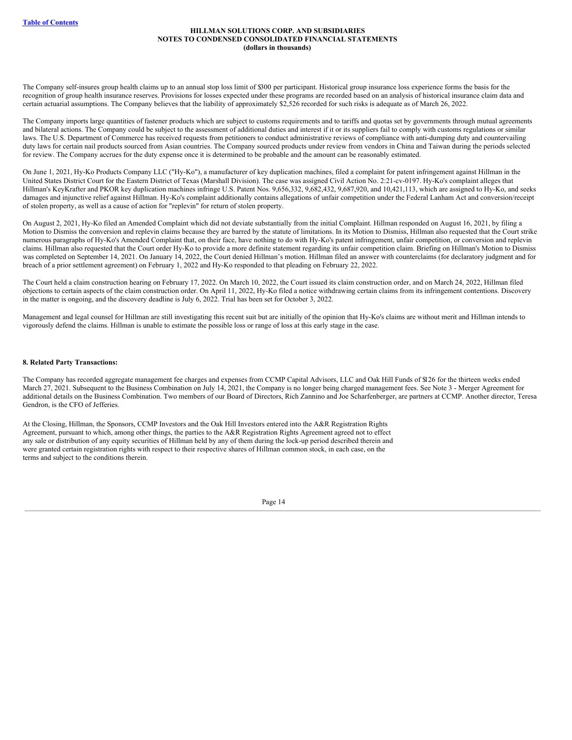The Company self-insures group health claims up to an annual stop loss limit of $300 per participant. Historical group insurance loss experience forms the basis for the recognition of group health insurance reserves. Provisions for losses expected under these programs are recorded based on an analysis of historical insurance claim data and certain actuarial assumptions. The Company believes that the liability of approximately $2,526 recorded for such risks is adequate as of March 26, 2022.

The Company imports large quantities of fastener products which are subject to customs requirements and to tariffs and quotas set by governments through mutual agreements and bilateral actions. The Company could be subject to the assessment of additional duties and interest if it or its suppliers fail to comply with customs regulations or similar laws. The U.S. Department of Commerce has received requests from petitioners to conduct administrative reviews of compliance with anti-dumping duty and countervailing duty laws for certain nail products sourced from Asian countries. The Company sourced products under review from vendors in China and Taiwan during the periods selected for review. The Company accrues for the duty expense once it is determined to be probable and the amount can be reasonably estimated.

On June 1, 2021, Hy-Ko Products Company LLC ("Hy-Ko"), a manufacturer of key duplication machines, filed a complaint for patent infringement against Hillman in the United States District Court for the Eastern District of Texas (Marshall Division). The case was assigned Civil Action No. 2:21-cv-0197. Hy-Ko's complaint alleges that Hillman's KeyKrafter and PKOR key duplication machines infringe U.S. Patent Nos. 9,656,332, 9,682,432, 9,687,920, and 10,421,113, which are assigned to Hy-Ko, and seeks damages and injunctive relief against Hillman. Hy-Ko's complaint additionally contains allegations of unfair competition under the Federal Lanham Act and conversion/receipt of stolen property, as well as a cause of action for "replevin" for return of stolen property.

On August 2, 2021, Hy-Ko filed an Amended Complaint which did not deviate substantially from the initial Complaint. Hillman responded on August 16, 2021, by filing a Motion to Dismiss the conversion and replevin claims because they are barred by the statute of limitations. In its Motion to Dismiss, Hillman also requested that the Court strike numerous paragraphs of Hy-Ko's Amended Complaint that, on their face, have nothing to do with Hy-Ko's patent infringement, unfair competition, or conversion and replevin claims. Hillman also requested that the Court order Hy-Ko to provide a more definite statement regarding its unfair competition claim. Briefing on Hillman's Motion to Dismiss was completed on September 14, 2021. On January 14, 2022, the Court denied Hillman's motion. Hillman filed an answer with counterclaims (for declaratory judgment and for breach of a prior settlement agreement) on February 1, 2022 and Hy-Ko responded to that pleading on February 22, 2022.

The Court held a claim construction hearing on February 17, 2022. On March 10, 2022, the Court issued its claim construction order, and on March 24, 2022, Hillman filed objections to certain aspects of the claim construction order. On April 11, 2022, Hy-Ko filed a notice withdrawing certain claims from its infringement contentions. Discovery in the matter is ongoing, and the discovery deadline is July 6, 2022. Trial has been set for October 3, 2022.

Management and legal counsel for Hillman are still investigating this recent suit but are initially of the opinion that Hy-Ko's claims are without merit and Hillman intends to vigorously defend the claims. Hillman is unable to estimate the possible loss or range of loss at this early stage in the case.

## 8. Related Party Transactions:

The Company has recorded aggregate management fee charges and expenses from CCMP Capital Advisors, LLC and Oak Hill Funds of $126 for the thirteen weeks ended March 27, 2021. Subsequent to the Business Combination on July 14, 2021, the Company is no longer being charged management fees. See Note 3 - Merger Agreement for additional details on the Business Combination. Two members of our Board of Directors, Rich Zannino and Joe Scharfenberger, are partners at CCMP. Another director, Teresa Gendron, is the CFO of Jefferies.

At the Closing, Hillman, the Sponsors, CCMP Investors and the Oak Hill Investors entered into the A&R Registration Rights Agreement, pursuant to which, among other things, the parties to the A&R Registration Rights Agreement agreed not to effect any sale or distribution of any equity securities of Hillman held by any of them during the lock-up period described therein and were granted certain registration rights with respect to their respective shares of Hillman common stock, in each case, on the terms and subject to the conditions therein.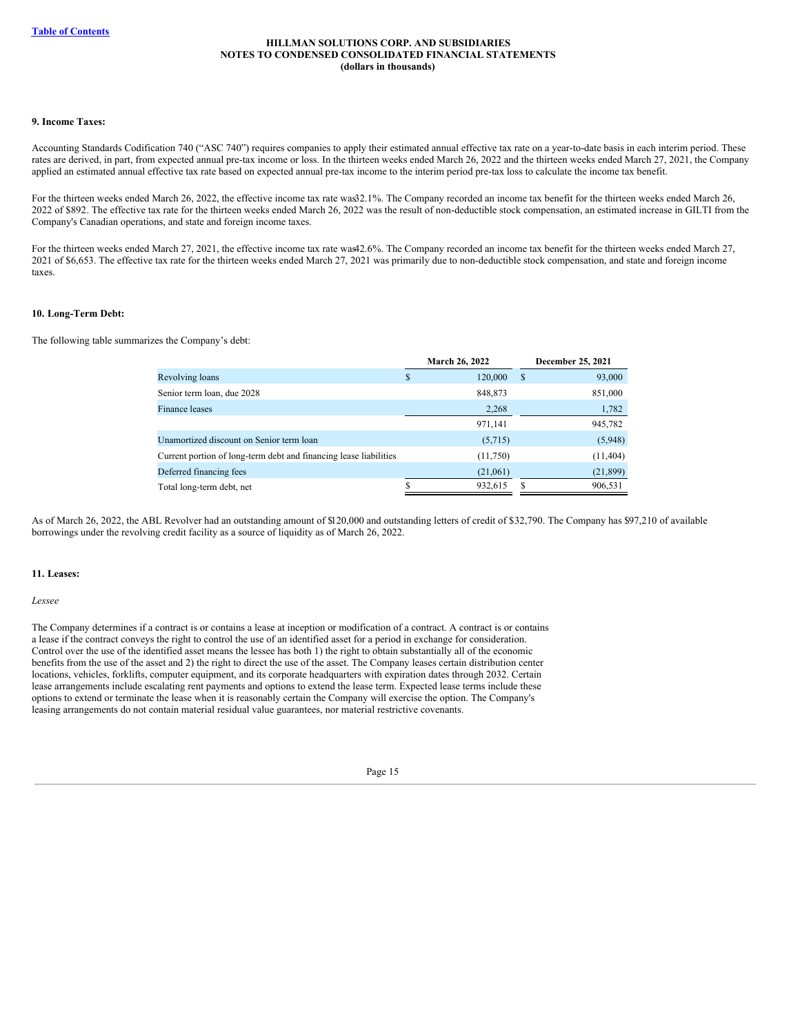HILLMAN SOLUTIONS CORP. AND SUBSIDIARIES
NOTES TO CONDENSED CONSOLIDATED FINANCIAL STATEMENTS
(dollars in thousands)

**9. Income Taxes:**

Accounting Standards Codification 740 (“ASC 740”) requires companies to apply their estimated annual effective tax rate on a year-to-date basis in each interim period. These rates are derived, in part, from expected annual pre-tax income or loss. In the thirteen weeks ended March 26, 2022 and the thirteen weeks ended March 27, 2021, the Company applied an estimated annual effective tax rate based on expected annual pre-tax income to the interim period pre-tax loss to calculate the income tax benefit.

For the thirteen weeks ended March 26, 2022, the effective income tax rate was 32.1%. The Company recorded an income tax benefit for the thirteen weeks ended March 26, 2022 of $892. The effective tax rate for the thirteen weeks ended March 26, 2022 was the result of non-deductible stock compensation, an estimated increase in GILTI from the Company's Canadian operations, and state and foreign income taxes.

For the thirteen weeks ended March 27, 2021, the effective income tax rate was 42.6%. The Company recorded an income tax benefit for the thirteen weeks ended March 27, 2021 of $6,653. The effective tax rate for the thirteen weeks ended March 27, 2021 was primarily due to non-deductible stock compensation, and state and foreign income taxes.

**10. Long-Term Debt:**

The following table summarizes the Company’s debt:

| | March 26, 2022 | December 25, 2021 |
|---|---|---|
| Revolving loans | $ 120,000 | $ 93,000 |
| Senior term loan, due 2028 | 848,873 | 851,000 |
| Finance leases | 2,268 | 1,782 |
| | 971,141 | 945,782 |
| Unamortized discount on Senior term loan | (5,715) | (5,948) |
| Current portion of long-term debt and financing lease liabilities | (11,750) | (11,404) |
| Deferred financing fees | (21,061) | (21,899) |
| Total long-term debt, net | $ 932,615 | $ 906,531 |

As of March 26, 2022, the ABL Revolver had an outstanding amount of $120,000 and outstanding letters of credit of $32,790. The Company has $97,210 of available borrowings under the revolving credit facility as a source of liquidity as of March 26, 2022.

**11. Leases:**

*Lessee*

The Company determines if a contract is or contains a lease at inception or modification of a contract. A contract is or contains a lease if the contract conveys the right to control the use of an identified asset for a period in exchange for consideration. Control over the use of the identified asset means the lessee has both 1) the right to obtain substantially all of the economic benefits from the use of the asset and 2) the right to direct the use of the asset. The Company leases certain distribution center locations, vehicles, forklifts, computer equipment, and its corporate headquarters with expiration dates through 2032. Certain lease arrangements include escalating rent payments and options to extend the lease term. Expected lease terms include these options to extend or terminate the lease when it is reasonably certain the Company will exercise the option. The Company's leasing arrangements do not contain material residual value guarantees, nor material restrictive covenants.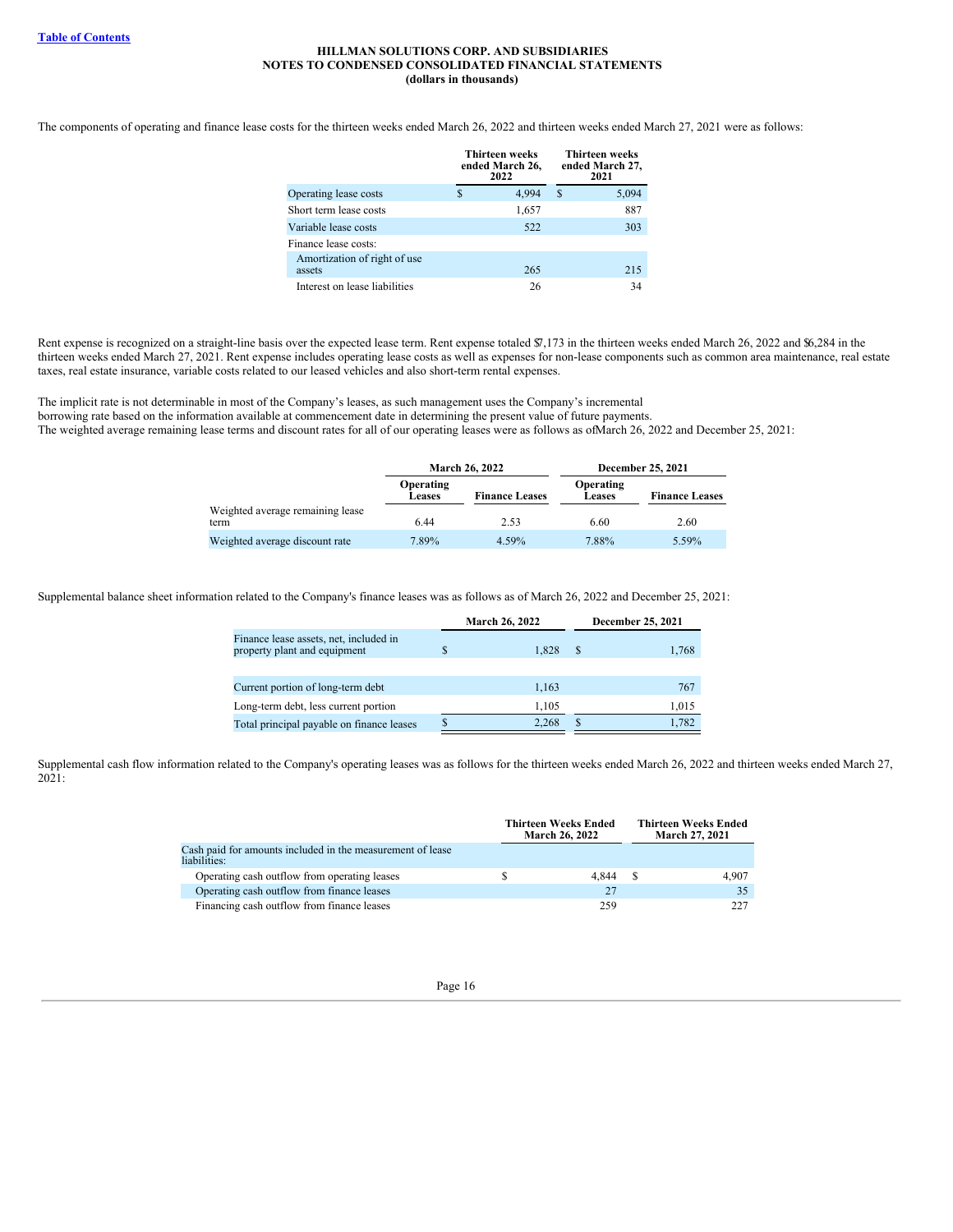The components of operating and finance lease costs for the thirteen weeks ended March 26, 2022 and thirteen weeks ended March 27, 2021 were as follows:

| | Thirteen weeks ended March 26, 2022 | Thirteen weeks ended March 27, 2021 |
|---|---|---|
| Operating lease costs | $ 4,994 | $ 5,094 |
| Short term lease costs | 1,657 | 887 |
| Variable lease costs | 522 | 303 |
| Finance lease costs: | | |
| Amortization of right of use assets | 265 | 215 |
| Interest on lease liabilities | 26 | 34 |

Rent expense is recognized on a straight-line basis over the expected lease term. Rent expense totaled $7,173 in the thirteen weeks ended March 26, 2022 and $6,284 in the thirteen weeks ended March 27, 2021. Rent expense includes operating lease costs as well as expenses for non-lease components such as common area maintenance, real estate taxes, real estate insurance, variable costs related to our leased vehicles and also short-term rental expenses.

The implicit rate is not determinable in most of the Company's leases, as such management uses the Company's incremental borrowing rate based on the information available at commencement date in determining the present value of future payments. The weighted average remaining lease terms and discount rates for all of our operating leases were as follows as ofMarch 26, 2022 and December 25, 2021:

| | March 26, 2022 | | December 25, 2021 | |
|---|---|---|---|---|
| | Operating Leases | Finance Leases | Operating Leases | Finance Leases |
| Weighted average remaining lease term | 6.44 | 2.53 | 6.60 | 2.60 |
| Weighted average discount rate | 7.89% | 4.59% | 7.88% | 5.59% |

Supplemental balance sheet information related to the Company's finance leases was as follows as of March 26, 2022 and December 25, 2021:

| | March 26, 2022 | December 25, 2021 |
|---|---|---|
| Finance lease assets, net, included in property plant and equipment | $ 1,828 | $ 1,768 |
| | | |
| Current portion of long-term debt | 1,163 | 767 |
| Long-term debt, less current portion | 1,105 | 1,015 |
| Total principal payable on finance leases | $ 2,268 | $ 1,782 |

Supplemental cash flow information related to the Company's operating leases was as follows for the thirteen weeks ended March 26, 2022 and thirteen weeks ended March 27, 2021:

| | Thirteen Weeks Ended March 26, 2022 | Thirteen Weeks Ended March 27, 2021 |
|---|---|---|
| Cash paid for amounts included in the measurement of lease liabilities: | | |
| Operating cash outflow from operating leases | $ 4,844 | $ 4,907 |
| Operating cash outflow from finance leases | 27 | 35 |
| Financing cash outflow from finance leases | 259 | 227 |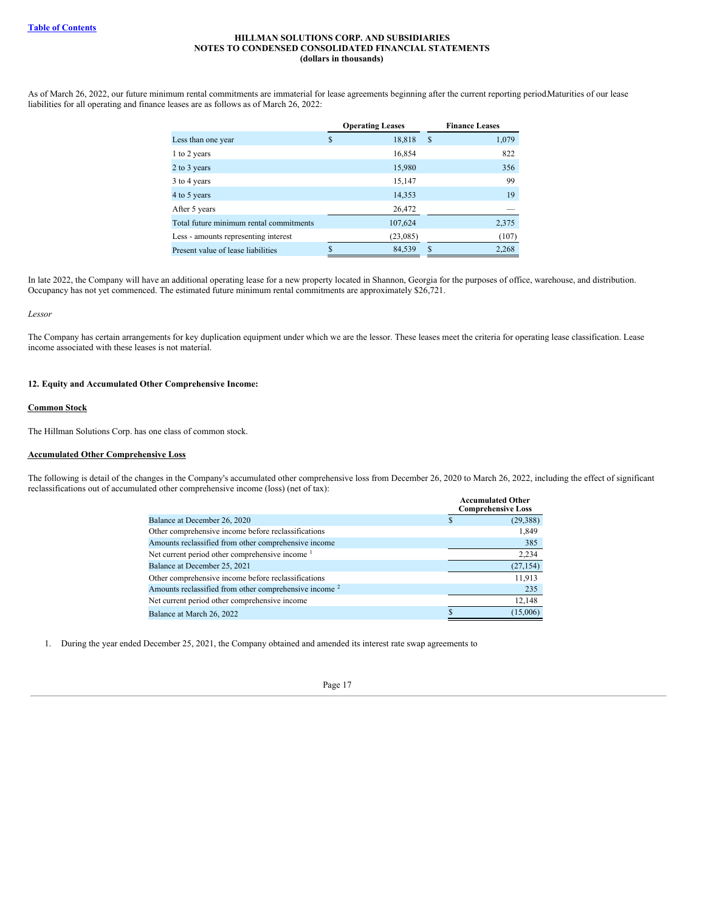As of March 26, 2022, our future minimum rental commitments are immaterial for lease agreements beginning after the current reporting period.Maturities of our lease liabilities for all operating and finance leases are as follows as of March 26, 2022:

| | Operating Leases | Finance Leases |
|---|---|---|
| Less than one year | $ 18,818 | $ 1,079 |
| 1 to 2 years | 16,854 | 822 |
| 2 to 3 years | 15,980 | 356 |
| 3 to 4 years | 15,147 | 99 |
| 4 to 5 years | 14,353 | 19 |
| After 5 years | 26,472 | — |
| Total future minimum rental commitments | 107,624 | 2,375 |
| Less - amounts representing interest | (23,085) | (107) |
| Present value of lease liabilities | $ 84,539 | $ 2,268 |

In late 2022, the Company will have an additional operating lease for a new property located in Shannon, Georgia for the purposes of office, warehouse, and distribution. Occupancy has not yet commenced. The estimated future minimum rental commitments are approximately $26,721.

*Lessor*

The Company has certain arrangements for key duplication equipment under which we are the lessor. These leases meet the criteria for operating lease classification. Lease income associated with these leases is not material.

## 12. Equity and Accumulated Other Comprehensive Income:

### Common Stock

The Hillman Solutions Corp. has one class of common stock.

### Accumulated Other Comprehensive Loss

The following is detail of the changes in the Company's accumulated other comprehensive loss from December 26, 2020 to March 26, 2022, including the effect of significant reclassifications out of accumulated other comprehensive income (loss) (net of tax):

| | Accumulated Other Comprehensive Loss |
|---|---|
| Balance at December 26, 2020 | $ (29,388) |
| Other comprehensive income before reclassifications | 1,849 |
| Amounts reclassified from other comprehensive income | 385 |
| Net current period other comprehensive income [1] | 2,234 |
| Balance at December 25, 2021 | (27,154) |
| Other comprehensive income before reclassifications | 11,913 |
| Amounts reclassified from other comprehensive income [2] | 235 |
| Net current period other comprehensive income | 12,148 |
| Balance at March 26, 2022 | $ (15,006) |

1. During the year ended December 25, 2021, the Company obtained and amended its interest rate swap agreements to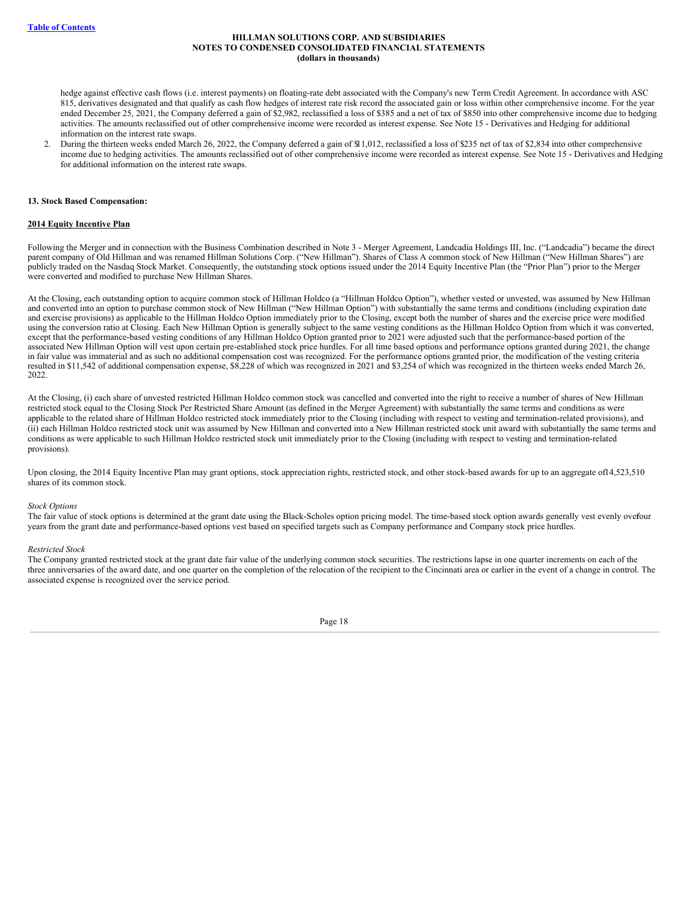hedge against effective cash flows (i.e. interest payments) on floating-rate debt associated with the Company's new Term Credit Agreement. In accordance with ASC 815, derivatives designated and that qualify as cash flow hedges of interest rate risk record the associated gain or loss within other comprehensive income. For the year ended December 25, 2021, the Company deferred a gain of $2,982, reclassified a loss of $385 and a net of tax of $850 into other comprehensive income due to hedging activities. The amounts reclassified out of other comprehensive income were recorded as interest expense. See Note 15 - Derivatives and Hedging for additional information on the interest rate swaps.

2. During the thirteen weeks ended March 26, 2022, the Company deferred a gain of $11,012, reclassified a loss of $235 net of tax of $2,834 into other comprehensive income due to hedging activities. The amounts reclassified out of other comprehensive income were recorded as interest expense. See Note 15 - Derivatives and Hedging for additional information on the interest rate swaps.

**13. Stock Based Compensation:**

**2014 Equity Incentive Plan**

Following the Merger and in connection with the Business Combination described in Note 3 - Merger Agreement, Landcadia Holdings III, Inc. ("Landcadia") became the direct parent company of Old Hillman and was renamed Hillman Solutions Corp. ("New Hillman"). Shares of Class A common stock of New Hillman ("New Hillman Shares") are publicly traded on the Nasdaq Stock Market. Consequently, the outstanding stock options issued under the 2014 Equity Incentive Plan (the "Prior Plan") prior to the Merger were converted and modified to purchase New Hillman Shares.

At the Closing, each outstanding option to acquire common stock of Hillman Holdco (a "Hillman Holdco Option"), whether vested or unvested, was assumed by New Hillman and converted into an option to purchase common stock of New Hillman ("New Hillman Option") with substantially the same terms and conditions (including expiration date and exercise provisions) as applicable to the Hillman Holdco Option immediately prior to the Closing, except both the number of shares and the exercise price were modified using the conversion ratio at Closing. Each New Hillman Option is generally subject to the same vesting conditions as the Hillman Holdco Option from which it was converted, except that the performance-based vesting conditions of any Hillman Holdco Option granted prior to 2021 were adjusted such that the performance-based portion of the associated New Hillman Option will vest upon certain pre-established stock price hurdles. For all time based options and performance options granted during 2021, the change in fair value was immaterial and as such no additional compensation cost was recognized. For the performance options granted prior, the modification of the vesting criteria resulted in $11,542 of additional compensation expense, $8,228 of which was recognized in 2021 and $3,254 of which was recognized in the thirteen weeks ended March 26, 2022.

At the Closing, (i) each share of unvested restricted Hillman Holdco common stock was cancelled and converted into the right to receive a number of shares of New Hillman restricted stock equal to the Closing Stock Per Restricted Share Amount (as defined in the Merger Agreement) with substantially the same terms and conditions as were applicable to the related share of Hillman Holdco restricted stock immediately prior to the Closing (including with respect to vesting and termination-related provisions), and (ii) each Hillman Holdco restricted stock unit was assumed by New Hillman and converted into a New Hillman restricted stock unit award with substantially the same terms and conditions as were applicable to such Hillman Holdco restricted stock unit immediately prior to the Closing (including with respect to vesting and termination-related provisions).

Upon closing, the 2014 Equity Incentive Plan may grant options, stock appreciation rights, restricted stock, and other stock-based awards for up to an aggregate of 14,523,510 shares of its common stock.

*Stock Options*

The fair value of stock options is determined at the grant date using the Black-Scholes option pricing model. The time-based stock option awards generally vest evenly over four years from the grant date and performance-based options vest based on specified targets such as Company performance and Company stock price hurdles.

*Restricted Stock*

The Company granted restricted stock at the grant date fair value of the underlying common stock securities. The restrictions lapse in one quarter increments on each of the three anniversaries of the award date, and one quarter on the completion of the relocation of the recipient to the Cincinnati area or earlier in the event of a change in control. The associated expense is recognized over the service period.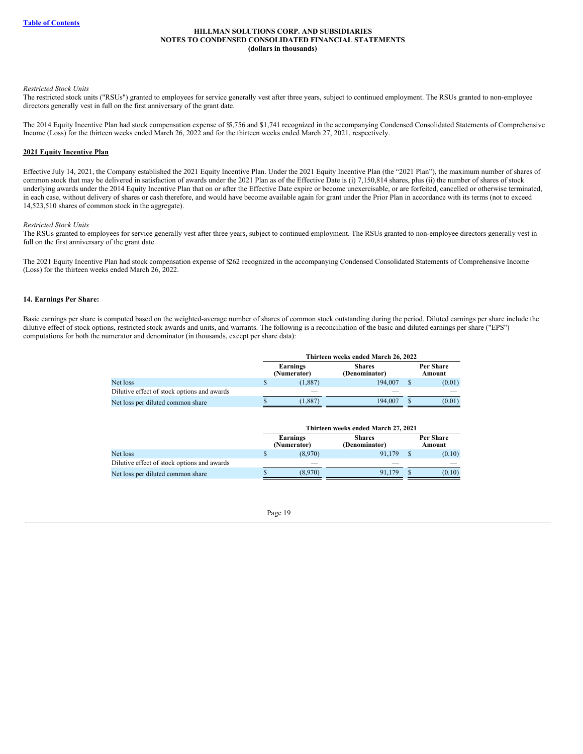*Restricted Stock Units*

The restricted stock units ("RSUs") granted to employees for service generally vest after three years, subject to continued employment. The RSUs granted to non-employee directors generally vest in full on the first anniversary of the grant date.

The 2014 Equity Incentive Plan had stock compensation expense of $5,756 and $1,741 recognized in the accompanying Condensed Consolidated Statements of Comprehensive Income (Loss) for the thirteen weeks ended March 26, 2022 and for the thirteen weeks ended March 27, 2021, respectively.

**2021 Equity Incentive Plan**

Effective July 14, 2021, the Company established the 2021 Equity Incentive Plan. Under the 2021 Equity Incentive Plan (the "2021 Plan"), the maximum number of shares of common stock that may be delivered in satisfaction of awards under the 2021 Plan as of the Effective Date is (i) 7,150,814 shares, plus (ii) the number of shares of stock underlying awards under the 2014 Equity Incentive Plan that on or after the Effective Date expire or become unexercisable, or are forfeited, cancelled or otherwise terminated, in each case, without delivery of shares or cash therefore, and would have become available again for grant under the Prior Plan in accordance with its terms (not to exceed 14,523,510 shares of common stock in the aggregate).

*Restricted Stock Units*

The RSUs granted to employees for service generally vest after three years, subject to continued employment. The RSUs granted to non-employee directors generally vest in full on the first anniversary of the grant date.

The 2021 Equity Incentive Plan had stock compensation expense of $262 recognized in the accompanying Condensed Consolidated Statements of Comprehensive Income (Loss) for the thirteen weeks ended March 26, 2022.

### 14. Earnings Per Share:

Basic earnings per share is computed based on the weighted-average number of shares of common stock outstanding during the period. Diluted earnings per share include the dilutive effect of stock options, restricted stock awards and units, and warrants. The following is a reconciliation of the basic and diluted earnings per share ("EPS") computations for both the numerator and denominator (in thousands, except per share data):

| | Thirteen weeks ended March 26, 2022 | | |
|---|---|---|---|
| | Earnings (Numerator) | Shares (Denominator) | Per Share Amount |
| Net loss | $ (1,887) | 194,007 | $ (0.01) |
| Dilutive effect of stock options and awards | — | — | — |
| Net loss per diluted common share | $ (1,887) | 194,007 | $ (0.01) |

| | Thirteen weeks ended March 27, 2021 | | |
|---|---|---|---|
| | Earnings (Numerator) | Shares (Denominator) | Per Share Amount |
| Net loss | $ (8,970) | 91,179 | $ (0.10) |
| Dilutive effect of stock options and awards | — | — | — |
| Net loss per diluted common share | $ (8,970) | 91,179 | $ (0.10) |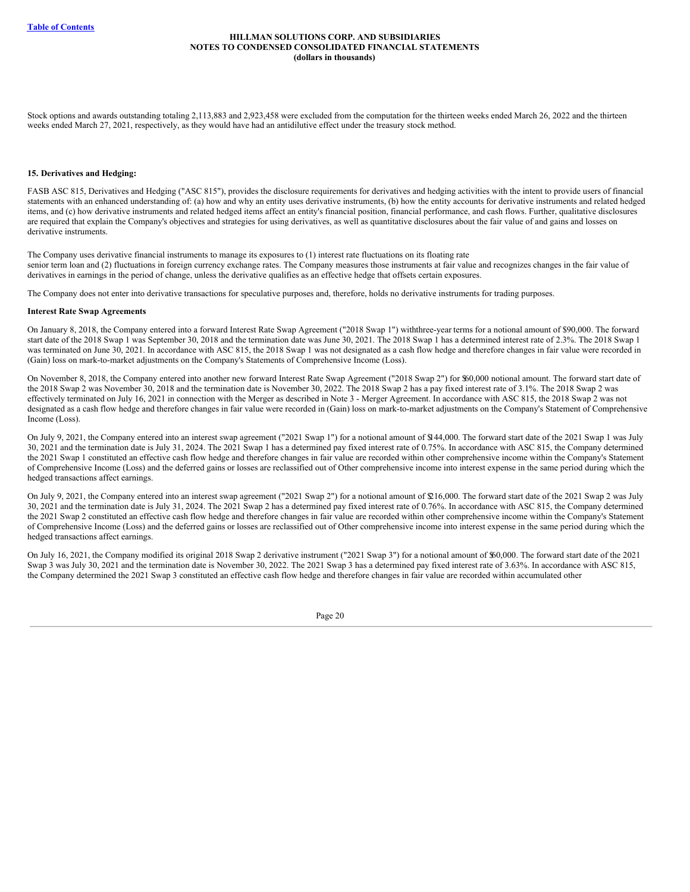Stock options and awards outstanding totaling 2,113,883 and 2,923,458 were excluded from the computation for the thirteen weeks ended March 26, 2022 and the thirteen weeks ended March 27, 2021, respectively, as they would have had an antidilutive effect under the treasury stock method.

### 15. Derivatives and Hedging:

FASB ASC 815, Derivatives and Hedging ("ASC 815"), provides the disclosure requirements for derivatives and hedging activities with the intent to provide users of financial statements with an enhanced understanding of: (a) how and why an entity uses derivative instruments, (b) how the entity accounts for derivative instruments and related hedged items, and (c) how derivative instruments and related hedged items affect an entity's financial position, financial performance, and cash flows. Further, qualitative disclosures are required that explain the Company's objectives and strategies for using derivatives, as well as quantitative disclosures about the fair value of and gains and losses on derivative instruments.

The Company uses derivative financial instruments to manage its exposures to (1) interest rate fluctuations on its floating rate senior term loan and (2) fluctuations in foreign currency exchange rates. The Company measures those instruments at fair value and recognizes changes in the fair value of derivatives in earnings in the period of change, unless the derivative qualifies as an effective hedge that offsets certain exposures.

The Company does not enter into derivative transactions for speculative purposes and, therefore, holds no derivative instruments for trading purposes.

#### Interest Rate Swap Agreements

On January 8, 2018, the Company entered into a forward Interest Rate Swap Agreement ("2018 Swap 1") with three-year terms for a notional amount of $90,000. The forward start date of the 2018 Swap 1 was September 30, 2018 and the termination date was June 30, 2021. The 2018 Swap 1 has a determined interest rate of 2.3%. The 2018 Swap 1 was terminated on June 30, 2021. In accordance with ASC 815, the 2018 Swap 1 was not designated as a cash flow hedge and therefore changes in fair value were recorded in (Gain) loss on mark-to-market adjustments on the Company's Statements of Comprehensive Income (Loss).

On November 8, 2018, the Company entered into another new forward Interest Rate Swap Agreement ("2018 Swap 2") for $60,000 notional amount. The forward start date of the 2018 Swap 2 was November 30, 2018 and the termination date is November 30, 2022. The 2018 Swap 2 has a pay fixed interest rate of 3.1%. The 2018 Swap 2 was effectively terminated on July 16, 2021 in connection with the Merger as described in Note 3 - Merger Agreement. In accordance with ASC 815, the 2018 Swap 2 was not designated as a cash flow hedge and therefore changes in fair value were recorded in (Gain) loss on mark-to-market adjustments on the Company's Statement of Comprehensive Income (Loss).

On July 9, 2021, the Company entered into an interest swap agreement ("2021 Swap 1") for a notional amount of $144,000. The forward start date of the 2021 Swap 1 was July 30, 2021 and the termination date is July 31, 2024. The 2021 Swap 1 has a determined pay fixed interest rate of 0.75%. In accordance with ASC 815, the Company determined the 2021 Swap 1 constituted an effective cash flow hedge and therefore changes in fair value are recorded within other comprehensive income within the Company's Statement of Comprehensive Income (Loss) and the deferred gains or losses are reclassified out of Other comprehensive income into interest expense in the same period during which the hedged transactions affect earnings.

On July 9, 2021, the Company entered into an interest swap agreement ("2021 Swap 2") for a notional amount of $216,000. The forward start date of the 2021 Swap 2 was July 30, 2021 and the termination date is July 31, 2024. The 2021 Swap 2 has a determined pay fixed interest rate of 0.76%. In accordance with ASC 815, the Company determined the 2021 Swap 2 constituted an effective cash flow hedge and therefore changes in fair value are recorded within other comprehensive income within the Company's Statement of Comprehensive Income (Loss) and the deferred gains or losses are reclassified out of Other comprehensive income into interest expense in the same period during which the hedged transactions affect earnings.

On July 16, 2021, the Company modified its original 2018 Swap 2 derivative instrument ("2021 Swap 3") for a notional amount of $60,000. The forward start date of the 2021 Swap 3 was July 30, 2021 and the termination date is November 30, 2022. The 2021 Swap 3 has a determined pay fixed interest rate of 3.63%. In accordance with ASC 815, the Company determined the 2021 Swap 3 constituted an effective cash flow hedge and therefore changes in fair value are recorded within accumulated other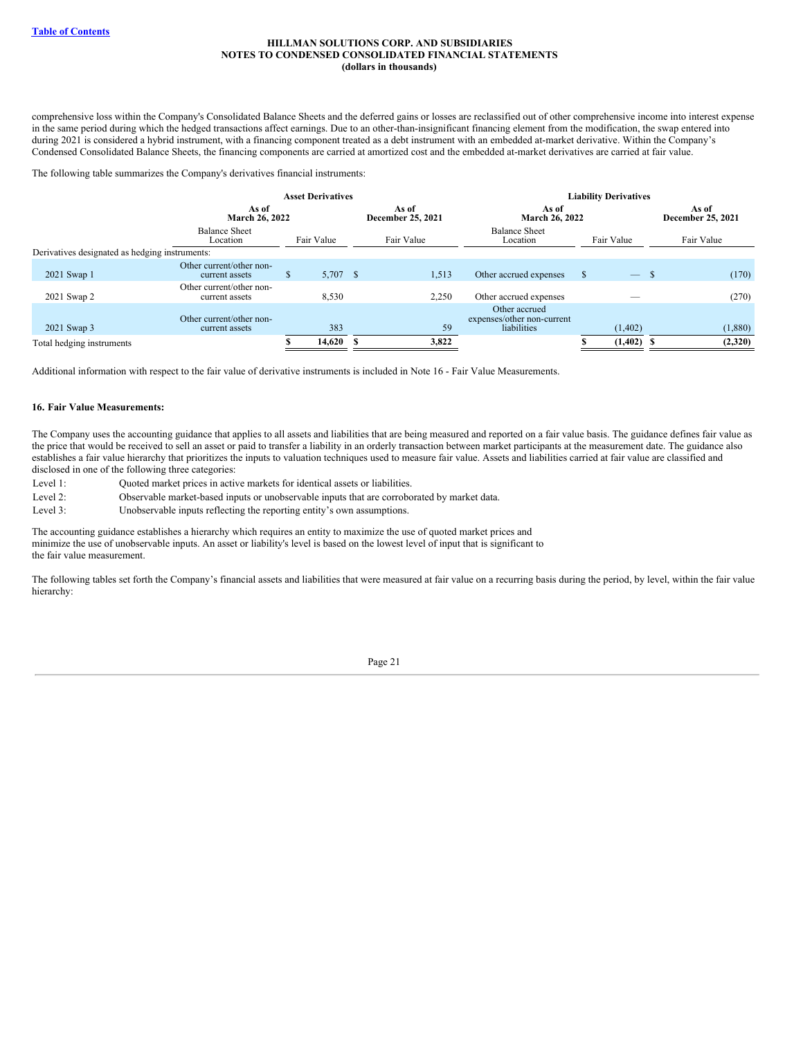comprehensive loss within the Company's Consolidated Balance Sheets and the deferred gains or losses are reclassified out of other comprehensive income into interest expense in the same period during which the hedged transactions affect earnings. Due to an other-than-insignificant financing element from the modification, the swap entered into during 2021 is considered a hybrid instrument, with a financing component treated as a debt instrument with an embedded at-market derivative. Within the Company's Condensed Consolidated Balance Sheets, the financing components are carried at amortized cost and the embedded at-market derivatives are carried at fair value.

The following table summarizes the Company's derivatives financial instruments:

| | Asset Derivatives | | | Liability Derivatives | | |
|---|---|---|---|---|---|---|
| | As of March 26, 2022 | | As of December 25, 2021 | As of March 26, 2022 | | As of December 25, 2021 |
| | Balance Sheet Location | Fair Value | Fair Value | Balance Sheet Location | Fair Value | Fair Value |
| Derivatives designated as hedging instruments: | | | | | | |
| 2021 Swap 1 | Other current/other non-current assets | $ 5,707 | $ 1,513 | Other accrued expenses | $ — | $ (170) |
| 2021 Swap 2 | Other current/other non-current assets | 8,530 | 2,250 | Other accrued expenses | — | (270) |
| 2021 Swap 3 | Other current/other non-current assets | 383 | 59 | Other accrued expenses/other non-current liabilities | (1,402) | (1,880) |
| Total hedging instruments | | $ 14,620 | $ 3,822 | | $ (1,402) | $ (2,320) |

Additional information with respect to the fair value of derivative instruments is included in Note 16 - Fair Value Measurements.

**16. Fair Value Measurements:**

The Company uses the accounting guidance that applies to all assets and liabilities that are being measured and reported on a fair value basis. The guidance defines fair value as the price that would be received to sell an asset or paid to transfer a liability in an orderly transaction between market participants at the measurement date. The guidance also establishes a fair value hierarchy that prioritizes the inputs to valuation techniques used to measure fair value. Assets and liabilities carried at fair value are classified and disclosed in one of the following three categories:

Level 1: Quoted market prices in active markets for identical assets or liabilities.

Level 2: Observable market-based inputs or unobservable inputs that are corroborated by market data.

Level 3: Unobservable inputs reflecting the reporting entity's own assumptions.

The accounting guidance establishes a hierarchy which requires an entity to maximize the use of quoted market prices and minimize the use of unobservable inputs. An asset or liability's level is based on the lowest level of input that is significant to the fair value measurement.

The following tables set forth the Company's financial assets and liabilities that were measured at fair value on a recurring basis during the period, by level, within the fair value hierarchy: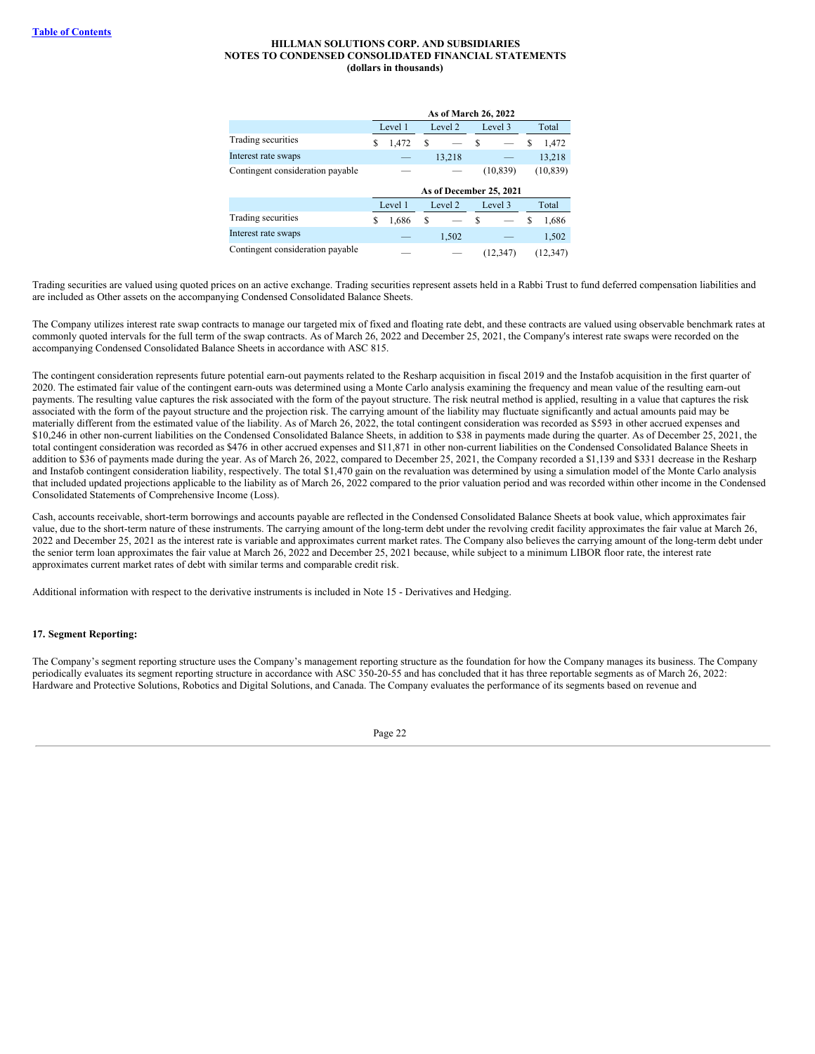|  | As of March 26, 2022 |  |  |  |
|---|---|---|---|---|
|  | Level 1 | Level 2 | Level 3 | Total |
| Trading securities | $ 1,472 | $ — | $ — | $ 1,472 |
| Interest rate swaps | — | 13,218 | — | 13,218 |
| Contingent consideration payable | — | — | (10,839) | (10,839) |

|  | As of December 25, 2021 |  |  |  |
|---|---|---|---|---|
|  | Level 1 | Level 2 | Level 3 | Total |
| Trading securities | $ 1,686 | $ — | $ — | $ 1,686 |
| Interest rate swaps | — | 1,502 | — | 1,502 |
| Contingent consideration payable | — | — | (12,347) | (12,347) |

Trading securities are valued using quoted prices on an active exchange. Trading securities represent assets held in a Rabbi Trust to fund deferred compensation liabilities and are included as Other assets on the accompanying Condensed Consolidated Balance Sheets.

The Company utilizes interest rate swap contracts to manage our targeted mix of fixed and floating rate debt, and these contracts are valued using observable benchmark rates at commonly quoted intervals for the full term of the swap contracts. As of March 26, 2022 and December 25, 2021, the Company's interest rate swaps were recorded on the accompanying Condensed Consolidated Balance Sheets in accordance with ASC 815.

The contingent consideration represents future potential earn-out payments related to the Resharp acquisition in fiscal 2019 and the Instafob acquisition in the first quarter of 2020. The estimated fair value of the contingent earn-outs was determined using a Monte Carlo analysis examining the frequency and mean value of the resulting earn-out payments. The resulting value captures the risk associated with the form of the payout structure. The risk neutral method is applied, resulting in a value that captures the risk associated with the form of the payout structure and the projection risk. The carrying amount of the liability may fluctuate significantly and actual amounts paid may be materially different from the estimated value of the liability. As of March 26, 2022, the total contingent consideration was recorded as $593 in other accrued expenses and $10,246 in other non-current liabilities on the Condensed Consolidated Balance Sheets, in addition to $38 in payments made during the quarter. As of December 25, 2021, the total contingent consideration was recorded as $476 in other accrued expenses and $11,871 in other non-current liabilities on the Condensed Consolidated Balance Sheets in addition to $36 of payments made during the year. As of March 26, 2022, compared to December 25, 2021, the Company recorded a $1,139 and $331 decrease in the Resharp and Instafob contingent consideration liability, respectively. The total $1,470 gain on the revaluation was determined by using a simulation model of the Monte Carlo analysis that included updated projections applicable to the liability as of March 26, 2022 compared to the prior valuation period and was recorded within other income in the Condensed Consolidated Statements of Comprehensive Income (Loss).

Cash, accounts receivable, short-term borrowings and accounts payable are reflected in the Condensed Consolidated Balance Sheets at book value, which approximates fair value, due to the short-term nature of these instruments. The carrying amount of the long-term debt under the revolving credit facility approximates the fair value at March 26, 2022 and December 25, 2021 as the interest rate is variable and approximates current market rates. The Company also believes the carrying amount of the long-term debt under the senior term loan approximates the fair value at March 26, 2022 and December 25, 2021 because, while subject to a minimum LIBOR floor rate, the interest rate approximates current market rates of debt with similar terms and comparable credit risk.

Additional information with respect to the derivative instruments is included in Note 15 - Derivatives and Hedging.

## 17. Segment Reporting:

The Company's segment reporting structure uses the Company's management reporting structure as the foundation for how the Company manages its business. The Company periodically evaluates its segment reporting structure in accordance with ASC 350-20-55 and has concluded that it has three reportable segments as of March 26, 2022: Hardware and Protective Solutions, Robotics and Digital Solutions, and Canada. The Company evaluates the performance of its segments based on revenue and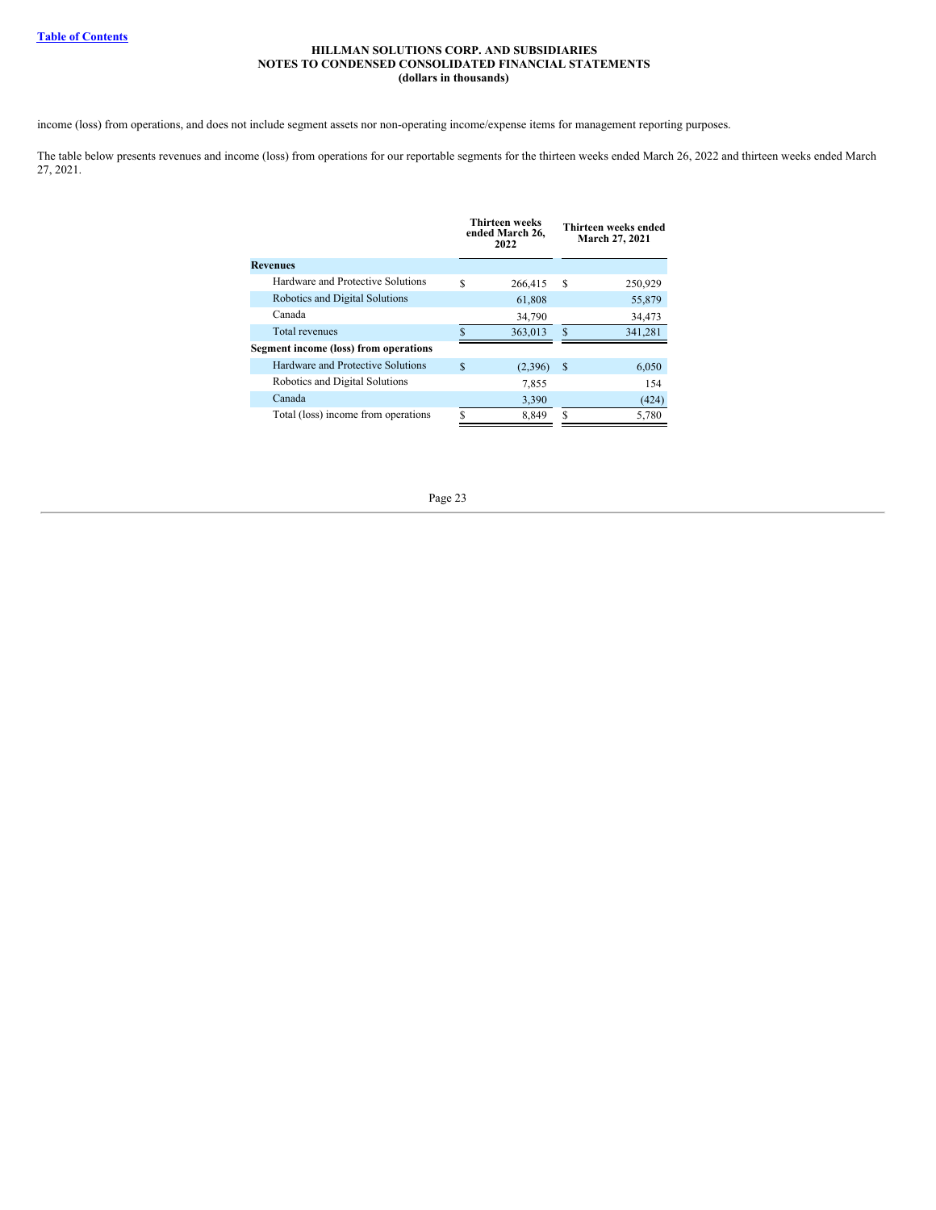income (loss) from operations, and does not include segment assets nor non-operating income/expense items for management reporting purposes.

The table below presents revenues and income (loss) from operations for our reportable segments for the thirteen weeks ended March 26, 2022 and thirteen weeks ended March 27, 2021.

| | Thirteen weeks ended March 26, 2022 | Thirteen weeks ended March 27, 2021 |
|---|---|---|
| **Revenues** | | |
| Hardware and Protective Solutions | $ 266,415 | $ 250,929 |
| Robotics and Digital Solutions | 61,808 | 55,879 |
| Canada | 34,790 | 34,473 |
| Total revenues | $ 363,013 | $ 341,281 |
| **Segment income (loss) from operations** | | |
| Hardware and Protective Solutions | $ (2,396) | $ 6,050 |
| Robotics and Digital Solutions | 7,855 | 154 |
| Canada | 3,390 | (424) |
| Total (loss) income from operations | $ 8,849 | $ 5,780 |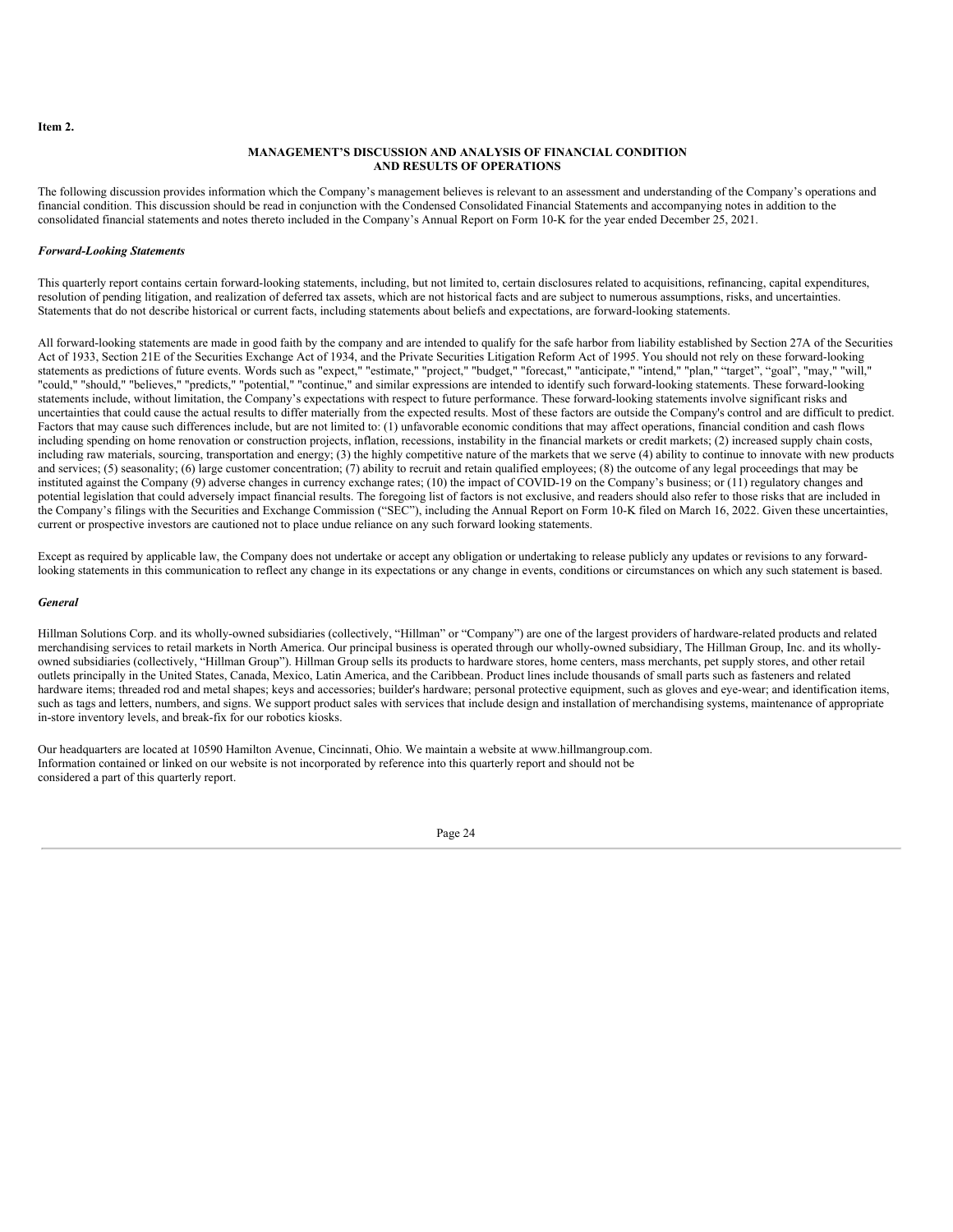**Item 2.**

## MANAGEMENT'S DISCUSSION AND ANALYSIS OF FINANCIAL CONDITION AND RESULTS OF OPERATIONS

The following discussion provides information which the Company's management believes is relevant to an assessment and understanding of the Company's operations and financial condition. This discussion should be read in conjunction with the Condensed Consolidated Financial Statements and accompanying notes in addition to the consolidated financial statements and notes thereto included in the Company's Annual Report on Form 10-K for the year ended December 25, 2021.

***Forward-Looking Statements***

This quarterly report contains certain forward-looking statements, including, but not limited to, certain disclosures related to acquisitions, refinancing, capital expenditures, resolution of pending litigation, and realization of deferred tax assets, which are not historical facts and are subject to numerous assumptions, risks, and uncertainties. Statements that do not describe historical or current facts, including statements about beliefs and expectations, are forward-looking statements.

All forward-looking statements are made in good faith by the company and are intended to qualify for the safe harbor from liability established by Section 27A of the Securities Act of 1933, Section 21E of the Securities Exchange Act of 1934, and the Private Securities Litigation Reform Act of 1995. You should not rely on these forward-looking statements as predictions of future events. Words such as "expect," "estimate," "project," "budget," "forecast," "anticipate," "intend," "plan," "target", "goal", "may," "will," "could," "should," "believes," "predicts," "potential," "continue," and similar expressions are intended to identify such forward-looking statements. These forward-looking statements include, without limitation, the Company's expectations with respect to future performance. These forward-looking statements involve significant risks and uncertainties that could cause the actual results to differ materially from the expected results. Most of these factors are outside the Company's control and are difficult to predict. Factors that may cause such differences include, but are not limited to: (1) unfavorable economic conditions that may affect operations, financial condition and cash flows including spending on home renovation or construction projects, inflation, recessions, instability in the financial markets or credit markets; (2) increased supply chain costs, including raw materials, sourcing, transportation and energy; (3) the highly competitive nature of the markets that we serve (4) ability to continue to innovate with new products and services; (5) seasonality; (6) large customer concentration; (7) ability to recruit and retain qualified employees; (8) the outcome of any legal proceedings that may be instituted against the Company (9) adverse changes in currency exchange rates; (10) the impact of COVID-19 on the Company's business; or (11) regulatory changes and potential legislation that could adversely impact financial results. The foregoing list of factors is not exclusive, and readers should also refer to those risks that are included in the Company's filings with the Securities and Exchange Commission ("SEC"), including the Annual Report on Form 10-K filed on March 16, 2022. Given these uncertainties, current or prospective investors are cautioned not to place undue reliance on any such forward looking statements.

Except as required by applicable law, the Company does not undertake or accept any obligation or undertaking to release publicly any updates or revisions to any forward-looking statements in this communication to reflect any change in its expectations or any change in events, conditions or circumstances on which any such statement is based.

***General***

Hillman Solutions Corp. and its wholly-owned subsidiaries (collectively, "Hillman" or "Company") are one of the largest providers of hardware-related products and related merchandising services to retail markets in North America. Our principal business is operated through our wholly-owned subsidiary, The Hillman Group, Inc. and its wholly-owned subsidiaries (collectively, "Hillman Group"). Hillman Group sells its products to hardware stores, home centers, mass merchants, pet supply stores, and other retail outlets principally in the United States, Canada, Mexico, Latin America, and the Caribbean. Product lines include thousands of small parts such as fasteners and related hardware items; threaded rod and metal shapes; keys and accessories; builder's hardware; personal protective equipment, such as gloves and eye-wear; and identification items, such as tags and letters, numbers, and signs. We support product sales with services that include design and installation of merchandising systems, maintenance of appropriate in-store inventory levels, and break-fix for our robotics kiosks.

Our headquarters are located at 10590 Hamilton Avenue, Cincinnati, Ohio. We maintain a website at www.hillmangroup.com. Information contained or linked on our website is not incorporated by reference into this quarterly report and should not be considered a part of this quarterly report.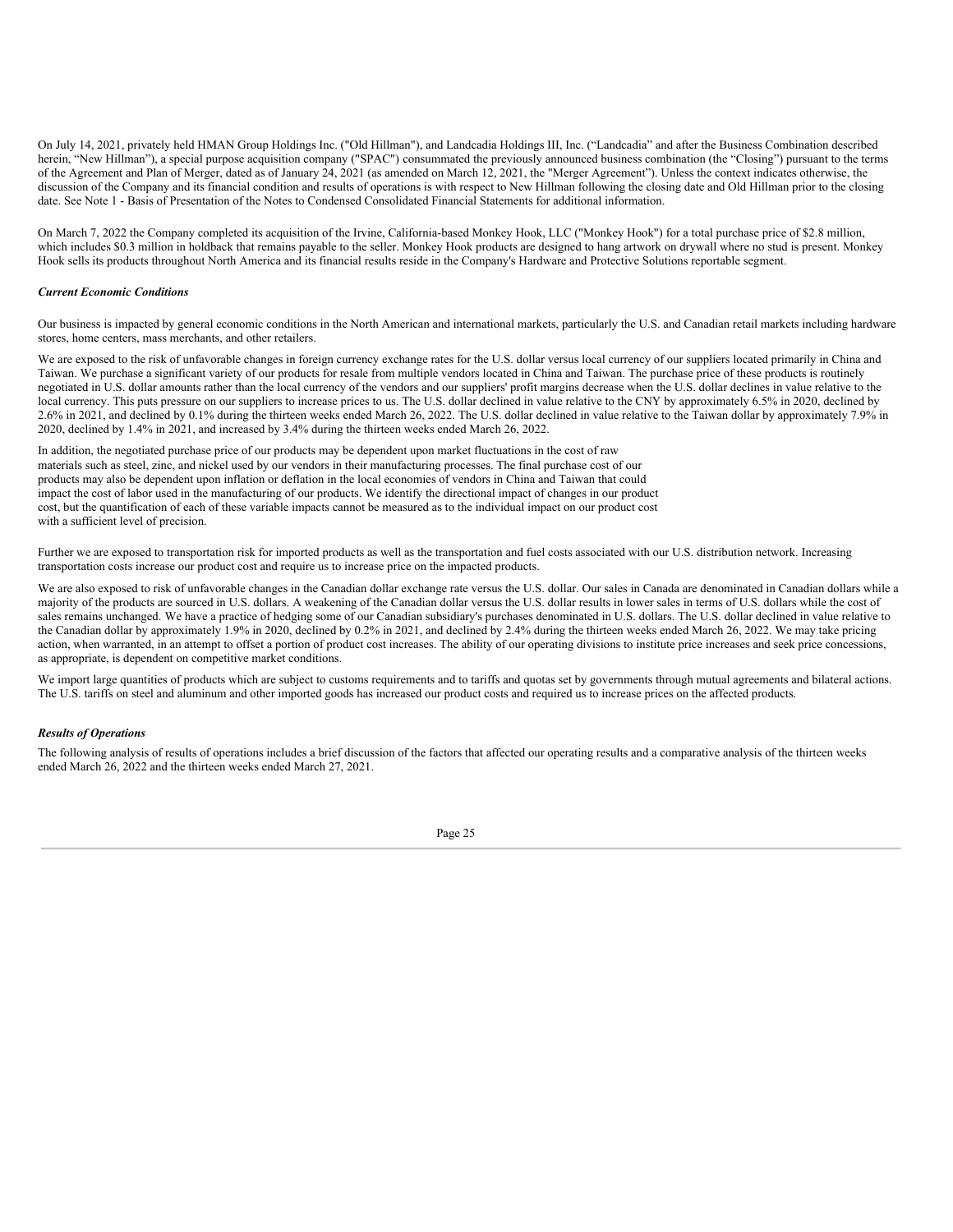On July 14, 2021, privately held HMAN Group Holdings Inc. ("Old Hillman"), and Landcadia Holdings III, Inc. ("Landcadia" and after the Business Combination described herein, "New Hillman"), a special purpose acquisition company ("SPAC") consummated the previously announced business combination (the "Closing") pursuant to the terms of the Agreement and Plan of Merger, dated as of January 24, 2021 (as amended on March 12, 2021, the "Merger Agreement"). Unless the context indicates otherwise, the discussion of the Company and its financial condition and results of operations is with respect to New Hillman following the closing date and Old Hillman prior to the closing date. See Note 1 - Basis of Presentation of the Notes to Condensed Consolidated Financial Statements for additional information.

On March 7, 2022 the Company completed its acquisition of the Irvine, California-based Monkey Hook, LLC ("Monkey Hook") for a total purchase price of $2.8 million, which includes $0.3 million in holdback that remains payable to the seller. Monkey Hook products are designed to hang artwork on drywall where no stud is present. Monkey Hook sells its products throughout North America and its financial results reside in the Company's Hardware and Protective Solutions reportable segment.

***Current Economic Conditions***

Our business is impacted by general economic conditions in the North American and international markets, particularly the U.S. and Canadian retail markets including hardware stores, home centers, mass merchants, and other retailers.

We are exposed to the risk of unfavorable changes in foreign currency exchange rates for the U.S. dollar versus local currency of our suppliers located primarily in China and Taiwan. We purchase a significant variety of our products for resale from multiple vendors located in China and Taiwan. The purchase price of these products is routinely negotiated in U.S. dollar amounts rather than the local currency of the vendors and our suppliers' profit margins decrease when the U.S. dollar declines in value relative to the local currency. This puts pressure on our suppliers to increase prices to us. The U.S. dollar declined in value relative to the CNY by approximately 6.5% in 2020, declined by 2.6% in 2021, and declined by 0.1% during the thirteen weeks ended March 26, 2022. The U.S. dollar declined in value relative to the Taiwan dollar by approximately 7.9% in 2020, declined by 1.4% in 2021, and increased by 3.4% during the thirteen weeks ended March 26, 2022.

In addition, the negotiated purchase price of our products may be dependent upon market fluctuations in the cost of raw materials such as steel, zinc, and nickel used by our vendors in their manufacturing processes. The final purchase cost of our products may also be dependent upon inflation or deflation in the local economies of vendors in China and Taiwan that could impact the cost of labor used in the manufacturing of our products. We identify the directional impact of changes in our product cost, but the quantification of each of these variable impacts cannot be measured as to the individual impact on our product cost with a sufficient level of precision.

Further we are exposed to transportation risk for imported products as well as the transportation and fuel costs associated with our U.S. distribution network. Increasing transportation costs increase our product cost and require us to increase price on the impacted products.

We are also exposed to risk of unfavorable changes in the Canadian dollar exchange rate versus the U.S. dollar. Our sales in Canada are denominated in Canadian dollars while a majority of the products are sourced in U.S. dollars. A weakening of the Canadian dollar versus the U.S. dollar results in lower sales in terms of U.S. dollars while the cost of sales remains unchanged. We have a practice of hedging some of our Canadian subsidiary's purchases denominated in U.S. dollars. The U.S. dollar declined in value relative to the Canadian dollar by approximately 1.9% in 2020, declined by 0.2% in 2021, and declined by 2.4% during the thirteen weeks ended March 26, 2022. We may take pricing action, when warranted, in an attempt to offset a portion of product cost increases. The ability of our operating divisions to institute price increases and seek price concessions, as appropriate, is dependent on competitive market conditions.

We import large quantities of products which are subject to customs requirements and to tariffs and quotas set by governments through mutual agreements and bilateral actions. The U.S. tariffs on steel and aluminum and other imported goods has increased our product costs and required us to increase prices on the affected products.

***Results of Operations***

The following analysis of results of operations includes a brief discussion of the factors that affected our operating results and a comparative analysis of the thirteen weeks ended March 26, 2022 and the thirteen weeks ended March 27, 2021.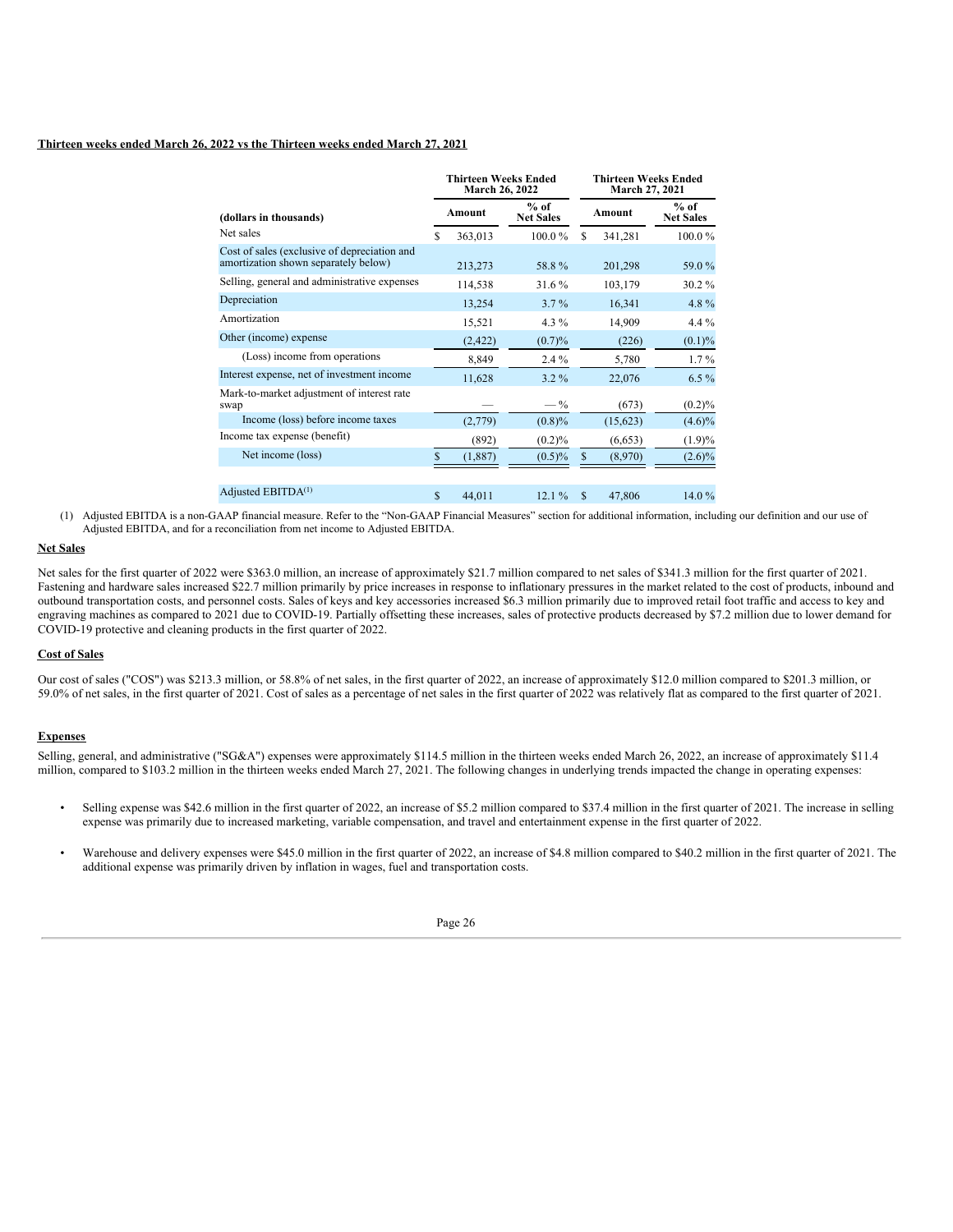**Thirteen weeks ended March 26, 2022 vs the Thirteen weeks ended March 27, 2021**

| | Thirteen Weeks Ended March 26, 2022 | | Thirteen Weeks Ended March 27, 2021 | |
|---|---|---|---|---|
| (dollars in thousands) | Amount | % of Net Sales | Amount | % of Net Sales |
| Net sales | $ 363,013 | 100.0 % | $ 341,281 | 100.0 % |
| Cost of sales (exclusive of depreciation and amortization shown separately below) | 213,273 | 58.8 % | 201,298 | 59.0 % |
| Selling, general and administrative expenses | 114,538 | 31.6 % | 103,179 | 30.2 % |
| Depreciation | 13,254 | 3.7 % | 16,341 | 4.8 % |
| Amortization | 15,521 | 4.3 % | 14,909 | 4.4 % |
| Other (income) expense | (2,422) | (0.7)% | (226) | (0.1)% |
| (Loss) income from operations | 8,849 | 2.4 % | 5,780 | 1.7 % |
| Interest expense, net of investment income | 11,628 | 3.2 % | 22,076 | 6.5 % |
| Mark-to-market adjustment of interest rate swap | — | — % | (673) | (0.2)% |
| Income (loss) before income taxes | (2,779) | (0.8)% | (15,623) | (4.6)% |
| Income tax expense (benefit) | (892) | (0.2)% | (6,653) | (1.9)% |
| Net income (loss) | $ (1,887) | (0.5)% | $ (8,970) | (2.6)% |
| | | | | |
| Adjusted EBITDA[(1)] | $ 44,011 | 12.1 % | $ 47,806 | 14.0 % |

(1) Adjusted EBITDA is a non-GAAP financial measure. Refer to the "Non-GAAP Financial Measures" section for additional information, including our definition and our use of Adjusted EBITDA, and for a reconciliation from net income to Adjusted EBITDA.

**Net Sales**

Net sales for the first quarter of 2022 were $363.0 million, an increase of approximately $21.7 million compared to net sales of $341.3 million for the first quarter of 2021. Fastening and hardware sales increased $22.7 million primarily by price increases in response to inflationary pressures in the market related to the cost of products, inbound and outbound transportation costs, and personnel costs. Sales of keys and key accessories increased $6.3 million primarily due to improved retail foot traffic and access to key and engraving machines as compared to 2021 due to COVID-19. Partially offsetting these increases, sales of protective products decreased by $7.2 million due to lower demand for COVID-19 protective and cleaning products in the first quarter of 2022.

**Cost of Sales**

Our cost of sales ("COS") was $213.3 million, or 58.8% of net sales, in the first quarter of 2022, an increase of approximately $12.0 million compared to $201.3 million, or 59.0% of net sales, in the first quarter of 2021. Cost of sales as a percentage of net sales in the first quarter of 2022 was relatively flat as compared to the first quarter of 2021.

**Expenses**

Selling, general, and administrative ("SG&A") expenses were approximately $114.5 million in the thirteen weeks ended March 26, 2022, an increase of approximately $11.4 million, compared to $103.2 million in the thirteen weeks ended March 27, 2021. The following changes in underlying trends impacted the change in operating expenses:

- Selling expense was $42.6 million in the first quarter of 2022, an increase of $5.2 million compared to $37.4 million in the first quarter of 2021. The increase in selling expense was primarily due to increased marketing, variable compensation, and travel and entertainment expense in the first quarter of 2022.

- Warehouse and delivery expenses were $45.0 million in the first quarter of 2022, an increase of $4.8 million compared to $40.2 million in the first quarter of 2021. The additional expense was primarily driven by inflation in wages, fuel and transportation costs.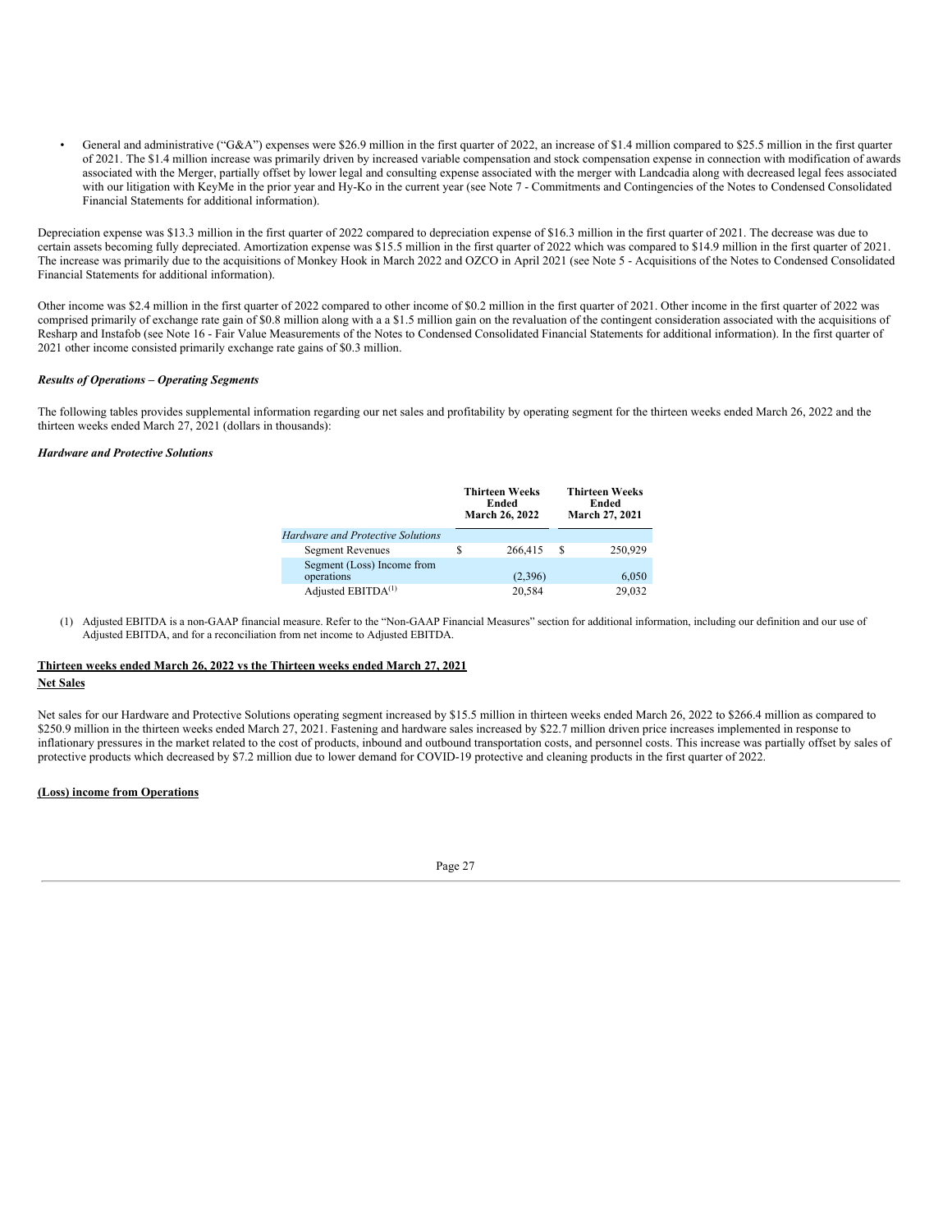- General and administrative ("G&A") expenses were $26.9 million in the first quarter of 2022, an increase of $1.4 million compared to $25.5 million in the first quarter of 2021. The $1.4 million increase was primarily driven by increased variable compensation and stock compensation expense in connection with modification of awards associated with the Merger, partially offset by lower legal and consulting expense associated with the merger with Landcadia along with decreased legal fees associated with our litigation with KeyMe in the prior year and Hy-Ko in the current year (see Note 7 - Commitments and Contingencies of the Notes to Condensed Consolidated Financial Statements for additional information).

Depreciation expense was $13.3 million in the first quarter of 2022 compared to depreciation expense of $16.3 million in the first quarter of 2021. The decrease was due to certain assets becoming fully depreciated. Amortization expense was $15.5 million in the first quarter of 2022 which was compared to $14.9 million in the first quarter of 2021. The increase was primarily due to the acquisitions of Monkey Hook in March 2022 and OZCO in April 2021 (see Note 5 - Acquisitions of the Notes to Condensed Consolidated Financial Statements for additional information).

Other income was $2.4 million in the first quarter of 2022 compared to other income of $0.2 million in the first quarter of 2021. Other income in the first quarter of 2022 was comprised primarily of exchange rate gain of $0.8 million along with a a $1.5 million gain on the revaluation of the contingent consideration associated with the acquisitions of Resharp and Instafob (see Note 16 - Fair Value Measurements of the Notes to Condensed Consolidated Financial Statements for additional information). In the first quarter of 2021 other income consisted primarily exchange rate gains of $0.3 million.

***Results of Operations – Operating Segments***

The following tables provides supplemental information regarding our net sales and profitability by operating segment for the thirteen weeks ended March 26, 2022 and the thirteen weeks ended March 27, 2021 (dollars in thousands):

***Hardware and Protective Solutions***

| | Thirteen Weeks Ended March 26, 2022 | Thirteen Weeks Ended March 27, 2021 |
|---|---|---|
| *Hardware and Protective Solutions* | | |
| Segment Revenues | $ 266,415 | $ 250,929 |
| Segment (Loss) Income from operations | (2,396) | 6,050 |
| Adjusted EBITDA[(1)] | 20,584 | 29,032 |

(1) Adjusted EBITDA is a non-GAAP financial measure. Refer to the "Non-GAAP Financial Measures" section for additional information, including our definition and our use of Adjusted EBITDA, and for a reconciliation from net income to Adjusted EBITDA.

**Thirteen weeks ended March 26, 2022 vs the Thirteen weeks ended March 27, 2021**

**Net Sales**

Net sales for our Hardware and Protective Solutions operating segment increased by $15.5 million in thirteen weeks ended March 26, 2022 to $266.4 million as compared to $250.9 million in the thirteen weeks ended March 27, 2021. Fastening and hardware sales increased by $22.7 million driven price increases implemented in response to inflationary pressures in the market related to the cost of products, inbound and outbound transportation costs, and personnel costs. This increase was partially offset by sales of protective products which decreased by $7.2 million due to lower demand for COVID-19 protective and cleaning products in the first quarter of 2022.

**(Loss) income from Operations**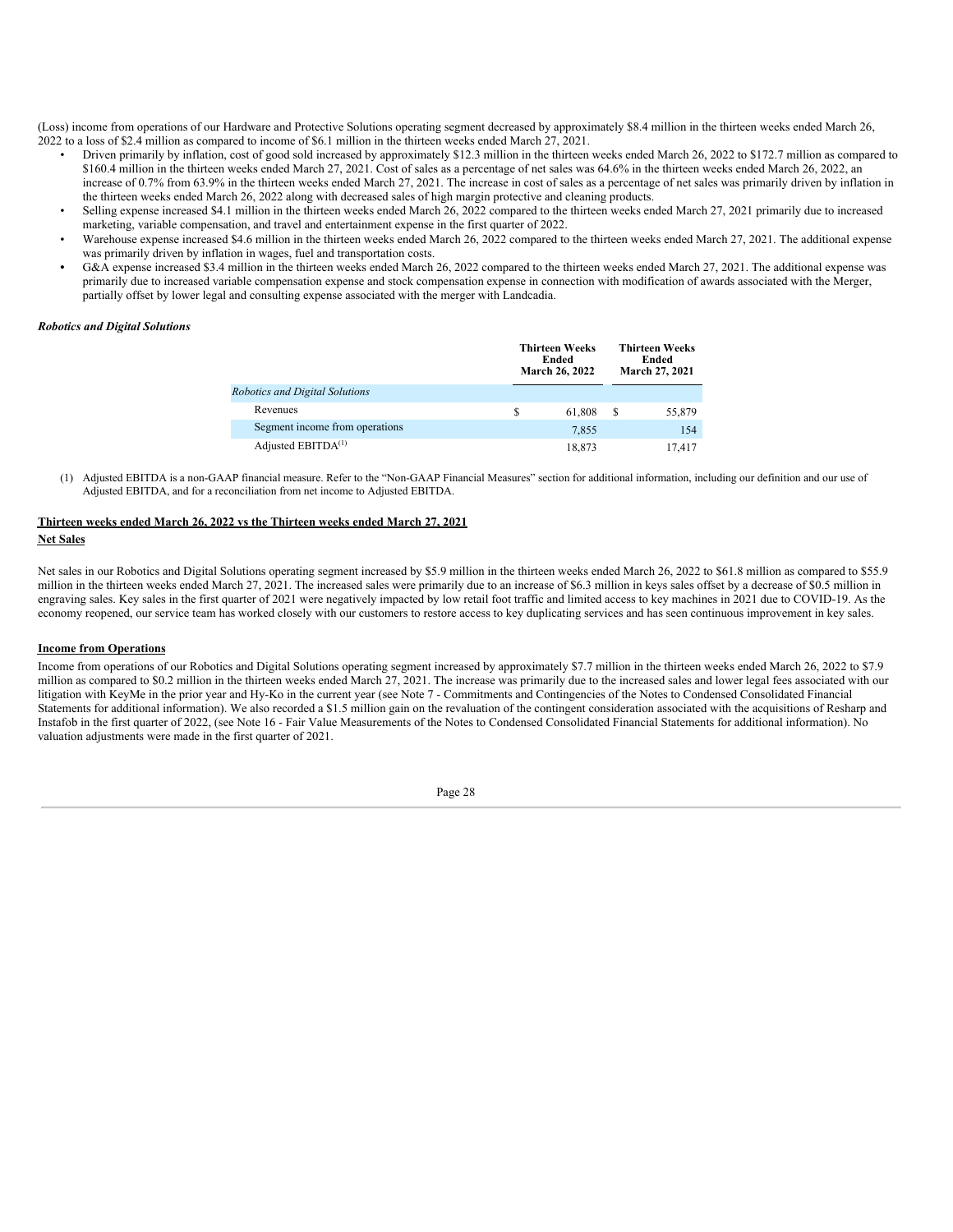(Loss) income from operations of our Hardware and Protective Solutions operating segment decreased by approximately $8.4 million in the thirteen weeks ended March 26, 2022 to a loss of $2.4 million as compared to income of $6.1 million in the thirteen weeks ended March 27, 2021.

- Driven primarily by inflation, cost of good sold increased by approximately $12.3 million in the thirteen weeks ended March 26, 2022 to $172.7 million as compared to $160.4 million in the thirteen weeks ended March 27, 2021. Cost of sales as a percentage of net sales was 64.6% in the thirteen weeks ended March 26, 2022, an increase of 0.7% from 63.9% in the thirteen weeks ended March 27, 2021. The increase in cost of sales as a percentage of net sales was primarily driven by inflation in the thirteen weeks ended March 26, 2022 along with decreased sales of high margin protective and cleaning products.
- Selling expense increased $4.1 million in the thirteen weeks ended March 26, 2022 compared to the thirteen weeks ended March 27, 2021 primarily due to increased marketing, variable compensation, and travel and entertainment expense in the first quarter of 2022.
- Warehouse expense increased $4.6 million in the thirteen weeks ended March 26, 2022 compared to the thirteen weeks ended March 27, 2021. The additional expense was primarily driven by inflation in wages, fuel and transportation costs.
- G&A expense increased $3.4 million in the thirteen weeks ended March 26, 2022 compared to the thirteen weeks ended March 27, 2021. The additional expense was primarily due to increased variable compensation expense and stock compensation expense in connection with modification of awards associated with the Merger, partially offset by lower legal and consulting expense associated with the merger with Landcadia.

***Robotics and Digital Solutions***

| | Thirteen Weeks Ended March 26, 2022 | Thirteen Weeks Ended March 27, 2021 |
|---|---|---|
| *Robotics and Digital Solutions* | | |
| Revenues | $ 61,808 | $ 55,879 |
| Segment income from operations | 7,855 | 154 |
| Adjusted EBITDA[(1)] | 18,873 | 17,417 |

(1) Adjusted EBITDA is a non-GAAP financial measure. Refer to the "Non-GAAP Financial Measures" section for additional information, including our definition and our use of Adjusted EBITDA, and for a reconciliation from net income to Adjusted EBITDA.

**Thirteen weeks ended March 26, 2022 vs the Thirteen weeks ended March 27, 2021**

**Net Sales**

Net sales in our Robotics and Digital Solutions operating segment increased by $5.9 million in the thirteen weeks ended March 26, 2022 to $61.8 million as compared to $55.9 million in the thirteen weeks ended March 27, 2021. The increased sales were primarily due to an increase of $6.3 million in keys sales offset by a decrease of $0.5 million in engraving sales. Key sales in the first quarter of 2021 were negatively impacted by low retail foot traffic and limited access to key machines in 2021 due to COVID-19. As the economy reopened, our service team has worked closely with our customers to restore access to key duplicating services and has seen continuous improvement in key sales.

**Income from Operations**

Income from operations of our Robotics and Digital Solutions operating segment increased by approximately $7.7 million in the thirteen weeks ended March 26, 2022 to $7.9 million as compared to $0.2 million in the thirteen weeks ended March 27, 2021. The increase was primarily due to the increased sales and lower legal fees associated with our litigation with KeyMe in the prior year and Hy-Ko in the current year (see Note 7 - Commitments and Contingencies of the Notes to Condensed Consolidated Financial Statements for additional information). We also recorded a $1.5 million gain on the revaluation of the contingent consideration associated with the acquisitions of Resharp and Instafob in the first quarter of 2022, (see Note 16 - Fair Value Measurements of the Notes to Condensed Consolidated Financial Statements for additional information). No valuation adjustments were made in the first quarter of 2021.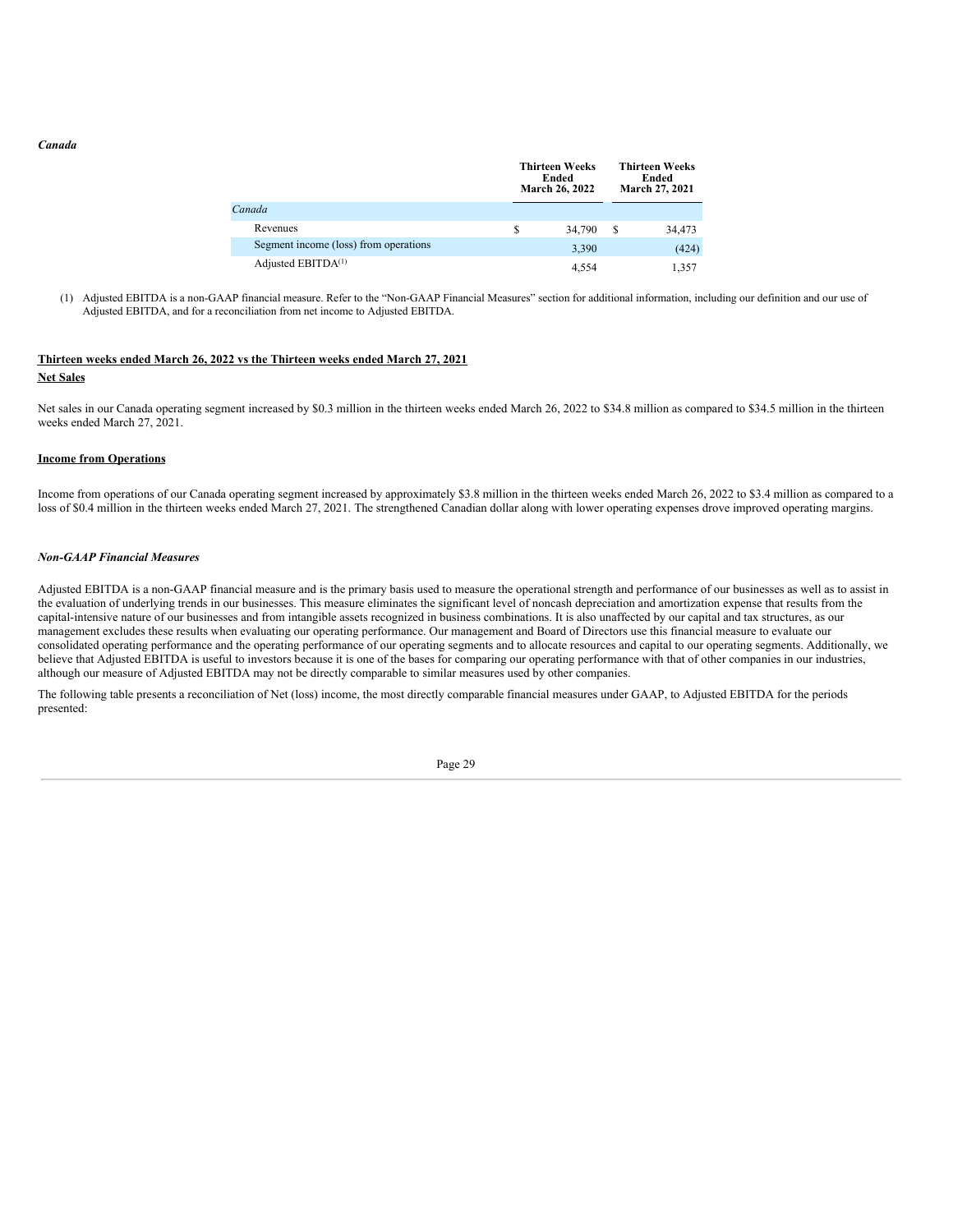*Canada*

| | Thirteen Weeks Ended March 26, 2022 | Thirteen Weeks Ended March 27, 2021 |
|---|---|---|
| *Canada* | | |
| Revenues | $ 34,790 | $ 34,473 |
| Segment income (loss) from operations | 3,390 | (424) |
| Adjusted EBITDA[(1)] | 4,554 | 1,357 |

(1) Adjusted EBITDA is a non-GAAP financial measure. Refer to the "Non-GAAP Financial Measures" section for additional information, including our definition and our use of Adjusted EBITDA, and for a reconciliation from net income to Adjusted EBITDA.

**Thirteen weeks ended March 26, 2022 vs the Thirteen weeks ended March 27, 2021**

**Net Sales**

Net sales in our Canada operating segment increased by $0.3 million in the thirteen weeks ended March 26, 2022 to $34.8 million as compared to $34.5 million in the thirteen weeks ended March 27, 2021.

**Income from Operations**

Income from operations of our Canada operating segment increased by approximately $3.8 million in the thirteen weeks ended March 26, 2022 to $3.4 million as compared to a loss of $0.4 million in the thirteen weeks ended March 27, 2021. The strengthened Canadian dollar along with lower operating expenses drove improved operating margins.

***Non-GAAP Financial Measures***

Adjusted EBITDA is a non-GAAP financial measure and is the primary basis used to measure the operational strength and performance of our businesses as well as to assist in the evaluation of underlying trends in our businesses. This measure eliminates the significant level of noncash depreciation and amortization expense that results from the capital-intensive nature of our businesses and from intangible assets recognized in business combinations. It is also unaffected by our capital and tax structures, as our management excludes these results when evaluating our operating performance. Our management and Board of Directors use this financial measure to evaluate our consolidated operating performance and the operating performance of our operating segments and to allocate resources and capital to our operating segments. Additionally, we believe that Adjusted EBITDA is useful to investors because it is one of the bases for comparing our operating performance with that of other companies in our industries, although our measure of Adjusted EBITDA may not be directly comparable to similar measures used by other companies.

The following table presents a reconciliation of Net (loss) income, the most directly comparable financial measures under GAAP, to Adjusted EBITDA for the periods presented: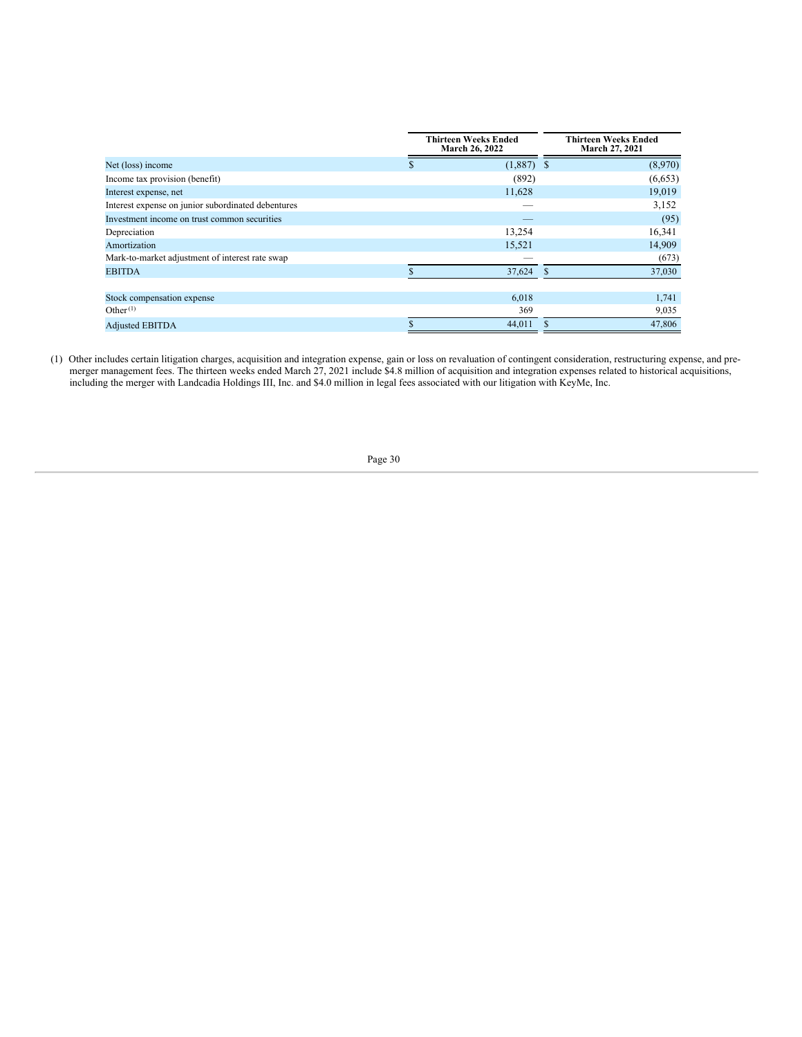| | Thirteen Weeks Ended March 26, 2022 | Thirteen Weeks Ended March 27, 2021 |
|---|---|---|
| Net (loss) income | $ (1,887) | $ (8,970) |
| Income tax provision (benefit) | (892) | (6,653) |
| Interest expense, net | 11,628 | 19,019 |
| Interest expense on junior subordinated debentures | — | 3,152 |
| Investment income on trust common securities | — | (95) |
| Depreciation | 13,254 | 16,341 |
| Amortization | 15,521 | 14,909 |
| Mark-to-market adjustment of interest rate swap | — | (673) |
| EBITDA | $ 37,624 | $ 37,030 |
| | | |
| Stock compensation expense | 6,018 | 1,741 |
| Other [(1)] | 369 | 9,035 |
| Adjusted EBITDA | $ 44,011 | $ 47,806 |

(1) Other includes certain litigation charges, acquisition and integration expense, gain or loss on revaluation of contingent consideration, restructuring expense, and pre-merger management fees. The thirteen weeks ended March 27, 2021 include $4.8 million of acquisition and integration expenses related to historical acquisitions, including the merger with Landcadia Holdings III, Inc. and $4.0 million in legal fees associated with our litigation with KeyMe, Inc.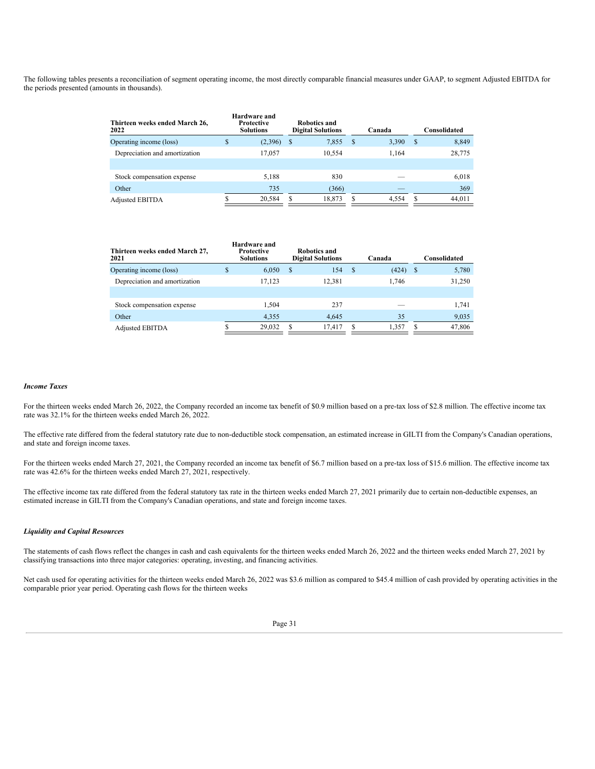The following tables presents a reconciliation of segment operating income, the most directly comparable financial measures under GAAP, to segment Adjusted EBITDA for the periods presented (amounts in thousands).

| Thirteen weeks ended March 26, 2022 | Hardware and Protective Solutions | Robotics and Digital Solutions | Canada | Consolidated |
|---|---|---|---|---|
| Operating income (loss) | $ (2,396) | $ 7,855 | $ 3,390 | $ 8,849 |
| Depreciation and amortization | 17,057 | 10,554 | 1,164 | 28,775 |
| | | | | |
| Stock compensation expense | 5,188 | 830 | — | 6,018 |
| Other | 735 | (366) | — | 369 |
| Adjusted EBITDA | $ 20,584 | $ 18,873 | $ 4,554 | $ 44,011 |

| Thirteen weeks ended March 27, 2021 | Hardware and Protective Solutions | Robotics and Digital Solutions | Canada | Consolidated |
|---|---|---|---|---|
| Operating income (loss) | $ 6,050 | $ 154 | $ (424) | $ 5,780 |
| Depreciation and amortization | 17,123 | 12,381 | 1,746 | 31,250 |
| | | | | |
| Stock compensation expense | 1,504 | 237 | — | 1,741 |
| Other | 4,355 | 4,645 | 35 | 9,035 |
| Adjusted EBITDA | $ 29,032 | $ 17,417 | $ 1,357 | $ 47,806 |

***Income Taxes***

For the thirteen weeks ended March 26, 2022, the Company recorded an income tax benefit of $0.9 million based on a pre-tax loss of $2.8 million. The effective income tax rate was 32.1% for the thirteen weeks ended March 26, 2022.

The effective rate differed from the federal statutory rate due to non-deductible stock compensation, an estimated increase in GILTI from the Company's Canadian operations, and state and foreign income taxes.

For the thirteen weeks ended March 27, 2021, the Company recorded an income tax benefit of $6.7 million based on a pre-tax loss of $15.6 million. The effective income tax rate was 42.6% for the thirteen weeks ended March 27, 2021, respectively.

The effective income tax rate differed from the federal statutory tax rate in the thirteen weeks ended March 27, 2021 primarily due to certain non-deductible expenses, an estimated increase in GILTI from the Company's Canadian operations, and state and foreign income taxes.

***Liquidity and Capital Resources***

The statements of cash flows reflect the changes in cash and cash equivalents for the thirteen weeks ended March 26, 2022 and the thirteen weeks ended March 27, 2021 by classifying transactions into three major categories: operating, investing, and financing activities.

Net cash used for operating activities for the thirteen weeks ended March 26, 2022 was $3.6 million as compared to $45.4 million of cash provided by operating activities in the comparable prior year period. Operating cash flows for the thirteen weeks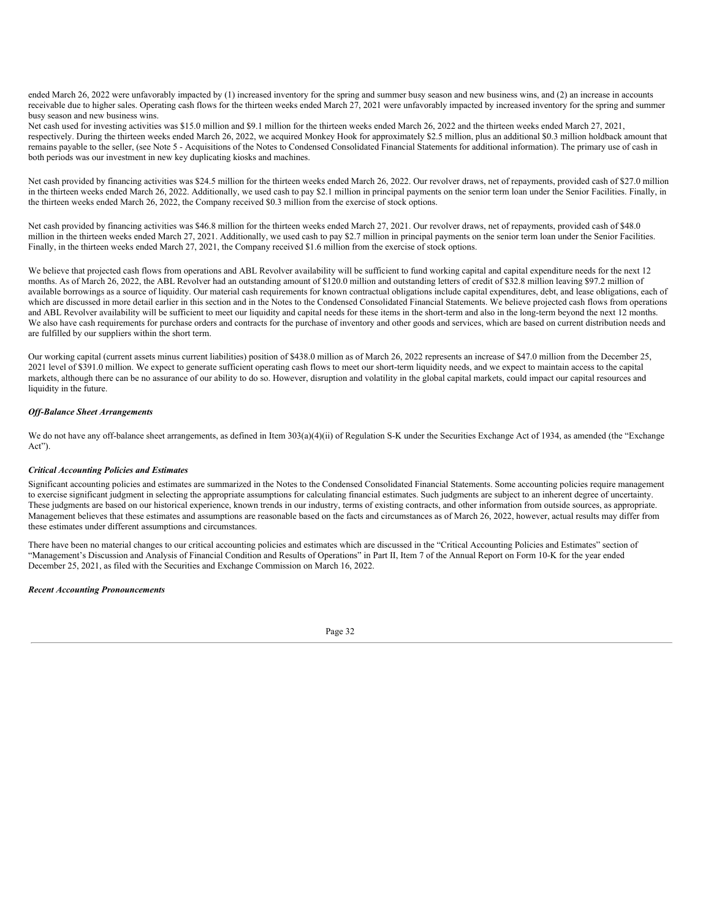ended March 26, 2022 were unfavorably impacted by (1) increased inventory for the spring and summer busy season and new business wins, and (2) an increase in accounts receivable due to higher sales. Operating cash flows for the thirteen weeks ended March 27, 2021 were unfavorably impacted by increased inventory for the spring and summer busy season and new business wins.

Net cash used for investing activities was $15.0 million and $9.1 million for the thirteen weeks ended March 26, 2022 and the thirteen weeks ended March 27, 2021, respectively. During the thirteen weeks ended March 26, 2022, we acquired Monkey Hook for approximately $2.5 million, plus an additional $0.3 million holdback amount that remains payable to the seller, (see Note 5 - Acquisitions of the Notes to Condensed Consolidated Financial Statements for additional information). The primary use of cash in both periods was our investment in new key duplicating kiosks and machines.

Net cash provided by financing activities was $24.5 million for the thirteen weeks ended March 26, 2022. Our revolver draws, net of repayments, provided cash of $27.0 million in the thirteen weeks ended March 26, 2022. Additionally, we used cash to pay $2.1 million in principal payments on the senior term loan under the Senior Facilities. Finally, in the thirteen weeks ended March 26, 2022, the Company received $0.3 million from the exercise of stock options.

Net cash provided by financing activities was $46.8 million for the thirteen weeks ended March 27, 2021. Our revolver draws, net of repayments, provided cash of $48.0 million in the thirteen weeks ended March 27, 2021. Additionally, we used cash to pay $2.7 million in principal payments on the senior term loan under the Senior Facilities. Finally, in the thirteen weeks ended March 27, 2021, the Company received $1.6 million from the exercise of stock options.

We believe that projected cash flows from operations and ABL Revolver availability will be sufficient to fund working capital and capital expenditure needs for the next 12 months. As of March 26, 2022, the ABL Revolver had an outstanding amount of $120.0 million and outstanding letters of credit of $32.8 million leaving $97.2 million of available borrowings as a source of liquidity. Our material cash requirements for known contractual obligations include capital expenditures, debt, and lease obligations, each of which are discussed in more detail earlier in this section and in the Notes to the Condensed Consolidated Financial Statements. We believe projected cash flows from operations and ABL Revolver availability will be sufficient to meet our liquidity and capital needs for these items in the short-term and also in the long-term beyond the next 12 months. We also have cash requirements for purchase orders and contracts for the purchase of inventory and other goods and services, which are based on current distribution needs and are fulfilled by our suppliers within the short term.

Our working capital (current assets minus current liabilities) position of $438.0 million as of March 26, 2022 represents an increase of $47.0 million from the December 25, 2021 level of $391.0 million. We expect to generate sufficient operating cash flows to meet our short-term liquidity needs, and we expect to maintain access to the capital markets, although there can be no assurance of our ability to do so. However, disruption and volatility in the global capital markets, could impact our capital resources and liquidity in the future.

### *Off-Balance Sheet Arrangements*

We do not have any off-balance sheet arrangements, as defined in Item 303(a)(4)(ii) of Regulation S-K under the Securities Exchange Act of 1934, as amended (the "Exchange Act").

### *Critical Accounting Policies and Estimates*

Significant accounting policies and estimates are summarized in the Notes to the Condensed Consolidated Financial Statements. Some accounting policies require management to exercise significant judgment in selecting the appropriate assumptions for calculating financial estimates. Such judgments are subject to an inherent degree of uncertainty. These judgments are based on our historical experience, known trends in our industry, terms of existing contracts, and other information from outside sources, as appropriate. Management believes that these estimates and assumptions are reasonable based on the facts and circumstances as of March 26, 2022, however, actual results may differ from these estimates under different assumptions and circumstances.

There have been no material changes to our critical accounting policies and estimates which are discussed in the "Critical Accounting Policies and Estimates" section of "Management's Discussion and Analysis of Financial Condition and Results of Operations" in Part II, Item 7 of the Annual Report on Form 10-K for the year ended December 25, 2021, as filed with the Securities and Exchange Commission on March 16, 2022.

### *Recent Accounting Pronouncements*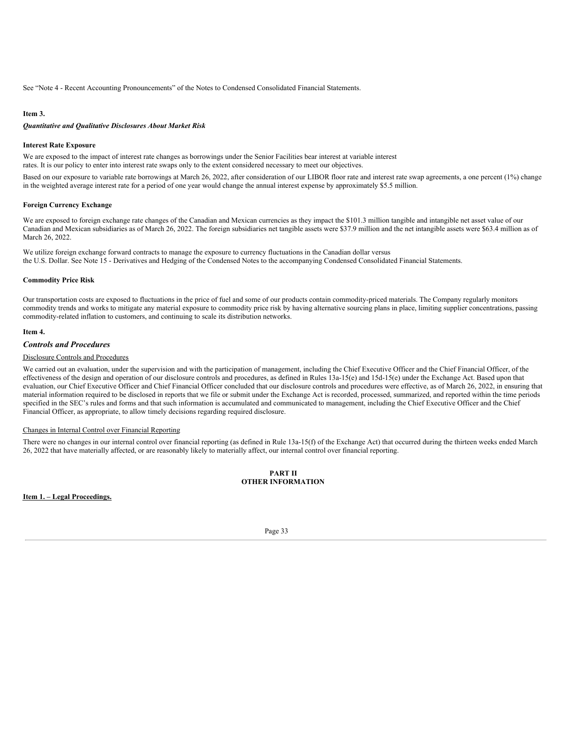See “Note 4 - Recent Accounting Pronouncements” of the Notes to Condensed Consolidated Financial Statements.

**Item 3.**

***Quantitative and Qualitative Disclosures About Market Risk***

**Interest Rate Exposure**

We are exposed to the impact of interest rate changes as borrowings under the Senior Facilities bear interest at variable interest rates. It is our policy to enter into interest rate swaps only to the extent considered necessary to meet our objectives.

Based on our exposure to variable rate borrowings at March 26, 2022, after consideration of our LIBOR floor rate and interest rate swap agreements, a one percent (1%) change in the weighted average interest rate for a period of one year would change the annual interest expense by approximately $5.5 million.

**Foreign Currency Exchange**

We are exposed to foreign exchange rate changes of the Canadian and Mexican currencies as they impact the $101.3 million tangible and intangible net asset value of our Canadian and Mexican subsidiaries as of March 26, 2022. The foreign subsidiaries net tangible assets were $37.9 million and the net intangible assets were $63.4 million as of March 26, 2022.

We utilize foreign exchange forward contracts to manage the exposure to currency fluctuations in the Canadian dollar versus the U.S. Dollar. See Note 15 - Derivatives and Hedging of the Condensed Notes to the accompanying Condensed Consolidated Financial Statements.

**Commodity Price Risk**

Our transportation costs are exposed to fluctuations in the price of fuel and some of our products contain commodity-priced materials. The Company regularly monitors commodity trends and works to mitigate any material exposure to commodity price risk by having alternative sourcing plans in place, limiting supplier concentrations, passing commodity-related inflation to customers, and continuing to scale its distribution networks.

**Item 4.**

***Controls and Procedures***

Disclosure Controls and Procedures

We carried out an evaluation, under the supervision and with the participation of management, including the Chief Executive Officer and the Chief Financial Officer, of the effectiveness of the design and operation of our disclosure controls and procedures, as defined in Rules 13a-15(e) and 15d-15(e) under the Exchange Act. Based upon that evaluation, our Chief Executive Officer and Chief Financial Officer concluded that our disclosure controls and procedures were effective, as of March 26, 2022, in ensuring that material information required to be disclosed in reports that we file or submit under the Exchange Act is recorded, processed, summarized, and reported within the time periods specified in the SEC’s rules and forms and that such information is accumulated and communicated to management, including the Chief Executive Officer and the Chief Financial Officer, as appropriate, to allow timely decisions regarding required disclosure.

Changes in Internal Control over Financial Reporting

There were no changes in our internal control over financial reporting (as defined in Rule 13a-15(f) of the Exchange Act) that occurred during the thirteen weeks ended March 26, 2022 that have materially affected, or are reasonably likely to materially affect, our internal control over financial reporting.

## PART II
## OTHER INFORMATION

**Item 1. – Legal Proceedings.**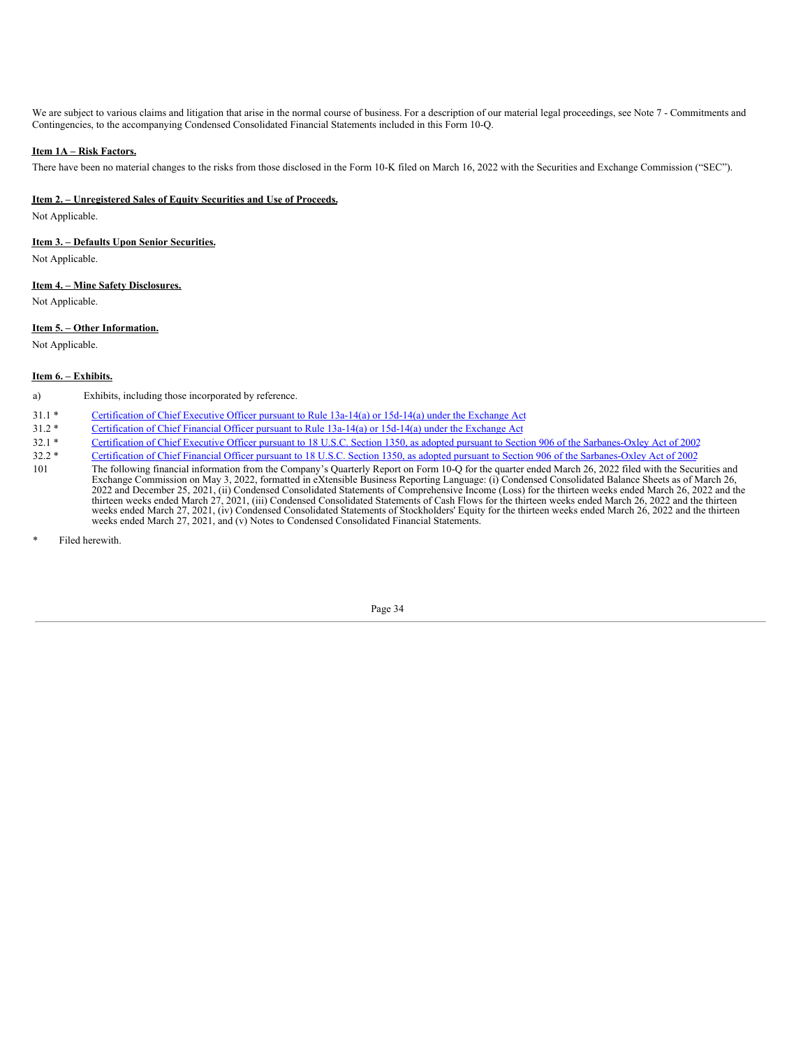We are subject to various claims and litigation that arise in the normal course of business. For a description of our material legal proceedings, see Note 7 - Commitments and Contingencies, to the accompanying Condensed Consolidated Financial Statements included in this Form 10-Q.

**Item 1A – Risk Factors.**

There have been no material changes to the risks from those disclosed in the Form 10-K filed on March 16, 2022 with the Securities and Exchange Commission ("SEC").

**Item 2. – Unregistered Sales of Equity Securities and Use of Proceeds.**

Not Applicable.

**Item 3. – Defaults Upon Senior Securities.**

Not Applicable.

**Item 4. – Mine Safety Disclosures.**

Not Applicable.

**Item 5. – Other Information.**

Not Applicable.

**Item 6. – Exhibits.**

a) Exhibits, including those incorporated by reference.

| | |
|---|---|
| 31.1 * | Certification of Chief Executive Officer pursuant to Rule 13a-14(a) or 15d-14(a) under the Exchange Act |
| 31.2 * | Certification of Chief Financial Officer pursuant to Rule 13a-14(a) or 15d-14(a) under the Exchange Act |
| 32.1 * | Certification of Chief Executive Officer pursuant to 18 U.S.C. Section 1350, as adopted pursuant to Section 906 of the Sarbanes-Oxley Act of 2002 |
| 32.2 * | Certification of Chief Financial Officer pursuant to 18 U.S.C. Section 1350, as adopted pursuant to Section 906 of the Sarbanes-Oxley Act of 2002 |
| 101 | The following financial information from the Company's Quarterly Report on Form 10-Q for the quarter ended March 26, 2022 filed with the Securities and Exchange Commission on May 3, 2022, formatted in eXtensible Business Reporting Language: (i) Condensed Consolidated Balance Sheets as of March 26, 2022 and December 25, 2021, (ii) Condensed Consolidated Statements of Comprehensive Income (Loss) for the thirteen weeks ended March 26, 2022 and the thirteen weeks ended March 27, 2021, (iii) Condensed Consolidated Statements of Cash Flows for the thirteen weeks ended March 26, 2022 and the thirteen weeks ended March 27, 2021, (iv) Condensed Consolidated Statements of Stockholders' Equity for the thirteen weeks ended March 26, 2022 and the thirteen weeks ended March 27, 2021, and (v) Notes to Condensed Consolidated Financial Statements. |

\* Filed herewith.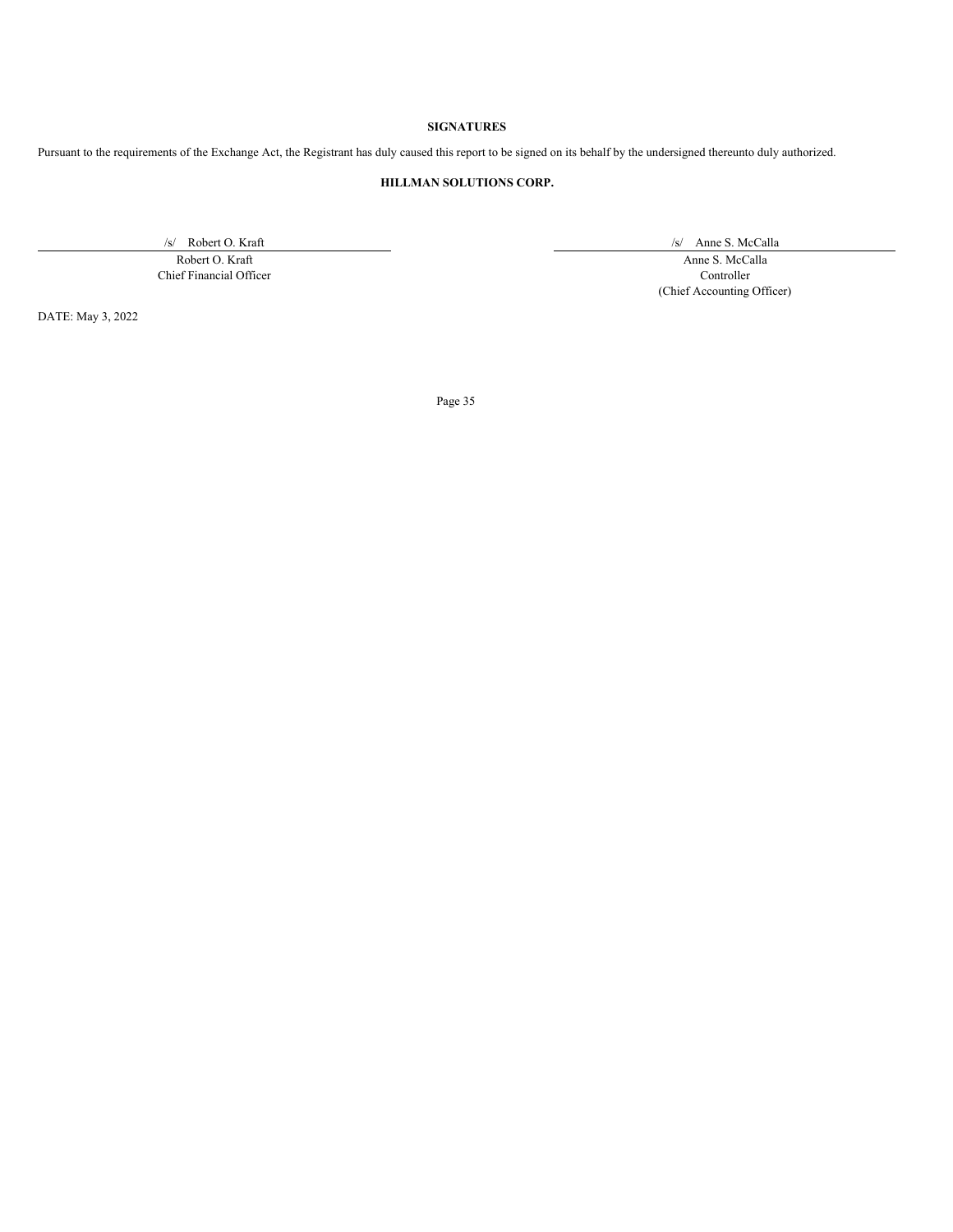**SIGNATURES**

Pursuant to the requirements of the Exchange Act, the Registrant has duly caused this report to be signed on its behalf by the undersigned thereunto duly authorized.

**HILLMAN SOLUTIONS CORP.**

| | |
|---|---|
| /s/ Robert O. Kraft | /s/ Anne S. McCalla |
| Robert O. Kraft | Anne S. McCalla |
| Chief Financial Officer | Controller |
| | (Chief Accounting Officer) |

DATE: May 3, 2022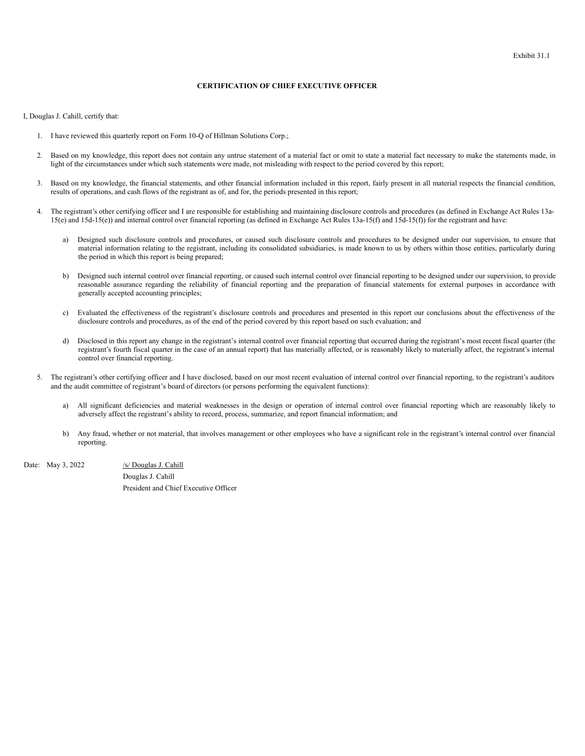Exhibit 31.1

**CERTIFICATION OF CHIEF EXECUTIVE OFFICER**

I, Douglas J. Cahill, certify that:

1. I have reviewed this quarterly report on Form 10-Q of Hillman Solutions Corp.;

2. Based on my knowledge, this report does not contain any untrue statement of a material fact or omit to state a material fact necessary to make the statements made, in light of the circumstances under which such statements were made, not misleading with respect to the period covered by this report;

3. Based on my knowledge, the financial statements, and other financial information included in this report, fairly present in all material respects the financial condition, results of operations, and cash flows of the registrant as of, and for, the periods presented in this report;

4. The registrant's other certifying officer and I are responsible for establishing and maintaining disclosure controls and procedures (as defined in Exchange Act Rules 13a-15(e) and 15d-15(e)) and internal control over financial reporting (as defined in Exchange Act Rules 13a-15(f) and 15d-15(f)) for the registrant and have:

   a) Designed such disclosure controls and procedures, or caused such disclosure controls and procedures to be designed under our supervision, to ensure that material information relating to the registrant, including its consolidated subsidiaries, is made known to us by others within those entities, particularly during the period in which this report is being prepared;

   b) Designed such internal control over financial reporting, or caused such internal control over financial reporting to be designed under our supervision, to provide reasonable assurance regarding the reliability of financial reporting and the preparation of financial statements for external purposes in accordance with generally accepted accounting principles;

   c) Evaluated the effectiveness of the registrant's disclosure controls and procedures and presented in this report our conclusions about the effectiveness of the disclosure controls and procedures, as of the end of the period covered by this report based on such evaluation; and

   d) Disclosed in this report any change in the registrant's internal control over financial reporting that occurred during the registrant's most recent fiscal quarter (the registrant's fourth fiscal quarter in the case of an annual report) that has materially affected, or is reasonably likely to materially affect, the registrant's internal control over financial reporting.

5. The registrant's other certifying officer and I have disclosed, based on our most recent evaluation of internal control over financial reporting, to the registrant's auditors and the audit committee of registrant's board of directors (or persons performing the equivalent functions):

   a) All significant deficiencies and material weaknesses in the design or operation of internal control over financial reporting which are reasonably likely to adversely affect the registrant's ability to record, process, summarize, and report financial information; and

   b) Any fraud, whether or not material, that involves management or other employees who have a significant role in the registrant's internal control over financial reporting.

Date: May 3, 2022

/s/ Douglas J. Cahill
Douglas J. Cahill
President and Chief Executive Officer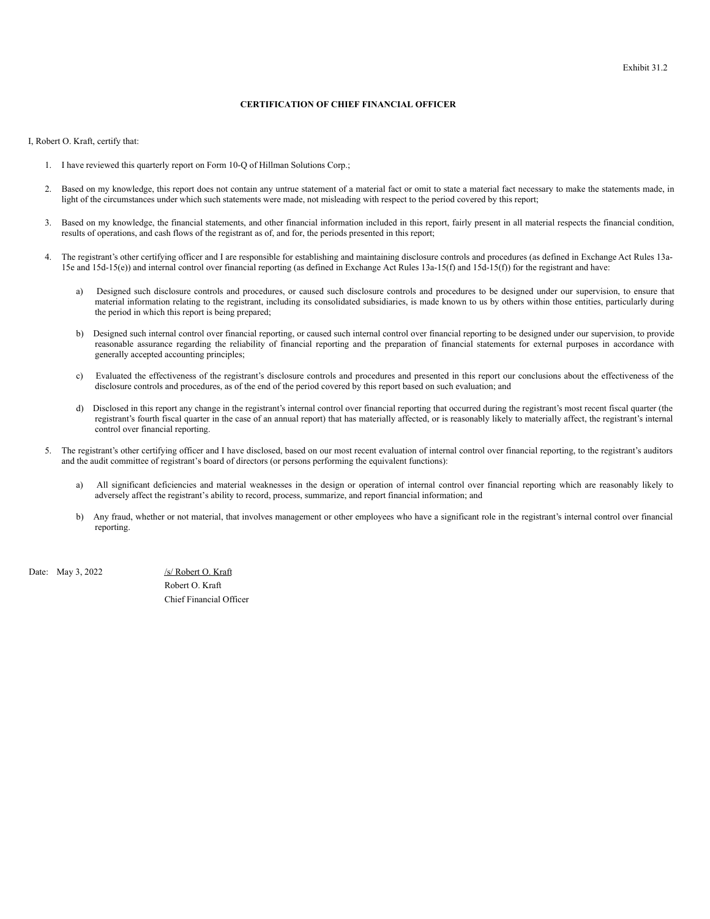Exhibit 31.2

**CERTIFICATION OF CHIEF FINANCIAL OFFICER**

I, Robert O. Kraft, certify that:

1. I have reviewed this quarterly report on Form 10-Q of Hillman Solutions Corp.;

2. Based on my knowledge, this report does not contain any untrue statement of a material fact or omit to state a material fact necessary to make the statements made, in light of the circumstances under which such statements were made, not misleading with respect to the period covered by this report;

3. Based on my knowledge, the financial statements, and other financial information included in this report, fairly present in all material respects the financial condition, results of operations, and cash flows of the registrant as of, and for, the periods presented in this report;

4. The registrant's other certifying officer and I are responsible for establishing and maintaining disclosure controls and procedures (as defined in Exchange Act Rules 13a-15e and 15d-15(e)) and internal control over financial reporting (as defined in Exchange Act Rules 13a-15(f) and 15d-15(f)) for the registrant and have:

   a) Designed such disclosure controls and procedures, or caused such disclosure controls and procedures to be designed under our supervision, to ensure that material information relating to the registrant, including its consolidated subsidiaries, is made known to us by others within those entities, particularly during the period in which this report is being prepared;

   b) Designed such internal control over financial reporting, or caused such internal control over financial reporting to be designed under our supervision, to provide reasonable assurance regarding the reliability of financial reporting and the preparation of financial statements for external purposes in accordance with generally accepted accounting principles;

   c) Evaluated the effectiveness of the registrant's disclosure controls and procedures and presented in this report our conclusions about the effectiveness of the disclosure controls and procedures, as of the end of the period covered by this report based on such evaluation; and

   d) Disclosed in this report any change in the registrant's internal control over financial reporting that occurred during the registrant's most recent fiscal quarter (the registrant's fourth fiscal quarter in the case of an annual report) that has materially affected, or is reasonably likely to materially affect, the registrant's internal control over financial reporting.

5. The registrant's other certifying officer and I have disclosed, based on our most recent evaluation of internal control over financial reporting, to the registrant's auditors and the audit committee of registrant's board of directors (or persons performing the equivalent functions):

   a) All significant deficiencies and material weaknesses in the design or operation of internal control over financial reporting which are reasonably likely to adversely affect the registrant's ability to record, process, summarize, and report financial information; and

   b) Any fraud, whether or not material, that involves management or other employees who have a significant role in the registrant's internal control over financial reporting.

Date: May 3, 2022

/s/ Robert O. Kraft
Robert O. Kraft
Chief Financial Officer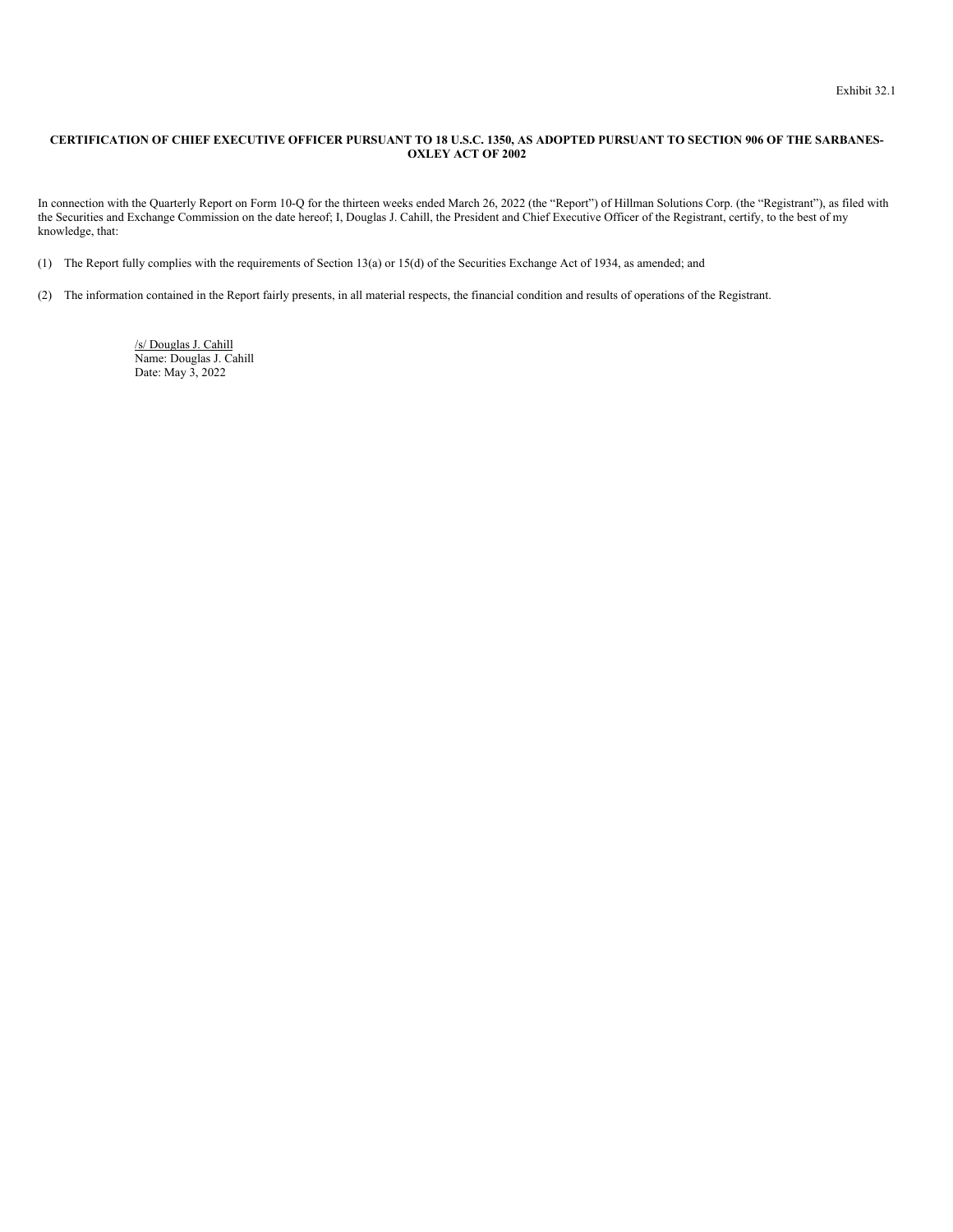Exhibit 32.1

**CERTIFICATION OF CHIEF EXECUTIVE OFFICER PURSUANT TO 18 U.S.C. 1350, AS ADOPTED PURSUANT TO SECTION 906 OF THE SARBANES-OXLEY ACT OF 2002**

In connection with the Quarterly Report on Form 10-Q for the thirteen weeks ended March 26, 2022 (the "Report") of Hillman Solutions Corp. (the "Registrant"), as filed with the Securities and Exchange Commission on the date hereof; I, Douglas J. Cahill, the President and Chief Executive Officer of the Registrant, certify, to the best of my knowledge, that:

(1) The Report fully complies with the requirements of Section 13(a) or 15(d) of the Securities Exchange Act of 1934, as amended; and

(2) The information contained in the Report fairly presents, in all material respects, the financial condition and results of operations of the Registrant.

/s/ Douglas J. Cahill
Name: Douglas J. Cahill
Date: May 3, 2022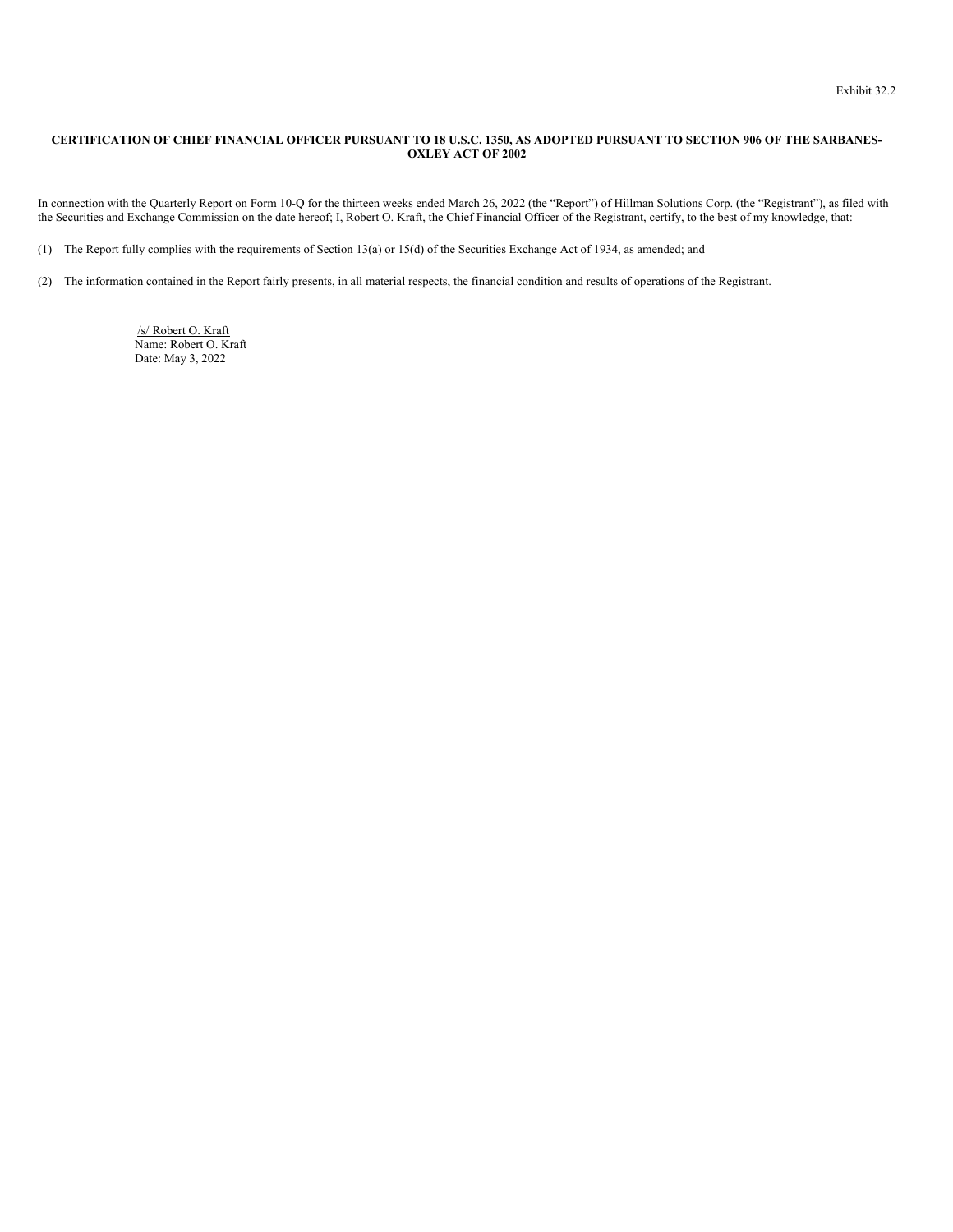Exhibit 32.2

**CERTIFICATION OF CHIEF FINANCIAL OFFICER PURSUANT TO 18 U.S.C. 1350, AS ADOPTED PURSUANT TO SECTION 906 OF THE SARBANES-OXLEY ACT OF 2002**

In connection with the Quarterly Report on Form 10-Q for the thirteen weeks ended March 26, 2022 (the "Report") of Hillman Solutions Corp. (the "Registrant"), as filed with the Securities and Exchange Commission on the date hereof; I, Robert O. Kraft, the Chief Financial Officer of the Registrant, certify, to the best of my knowledge, that:

(1) The Report fully complies with the requirements of Section 13(a) or 15(d) of the Securities Exchange Act of 1934, as amended; and

(2) The information contained in the Report fairly presents, in all material respects, the financial condition and results of operations of the Registrant.

/s/ Robert O. Kraft
Name: Robert O. Kraft
Date: May 3, 2022